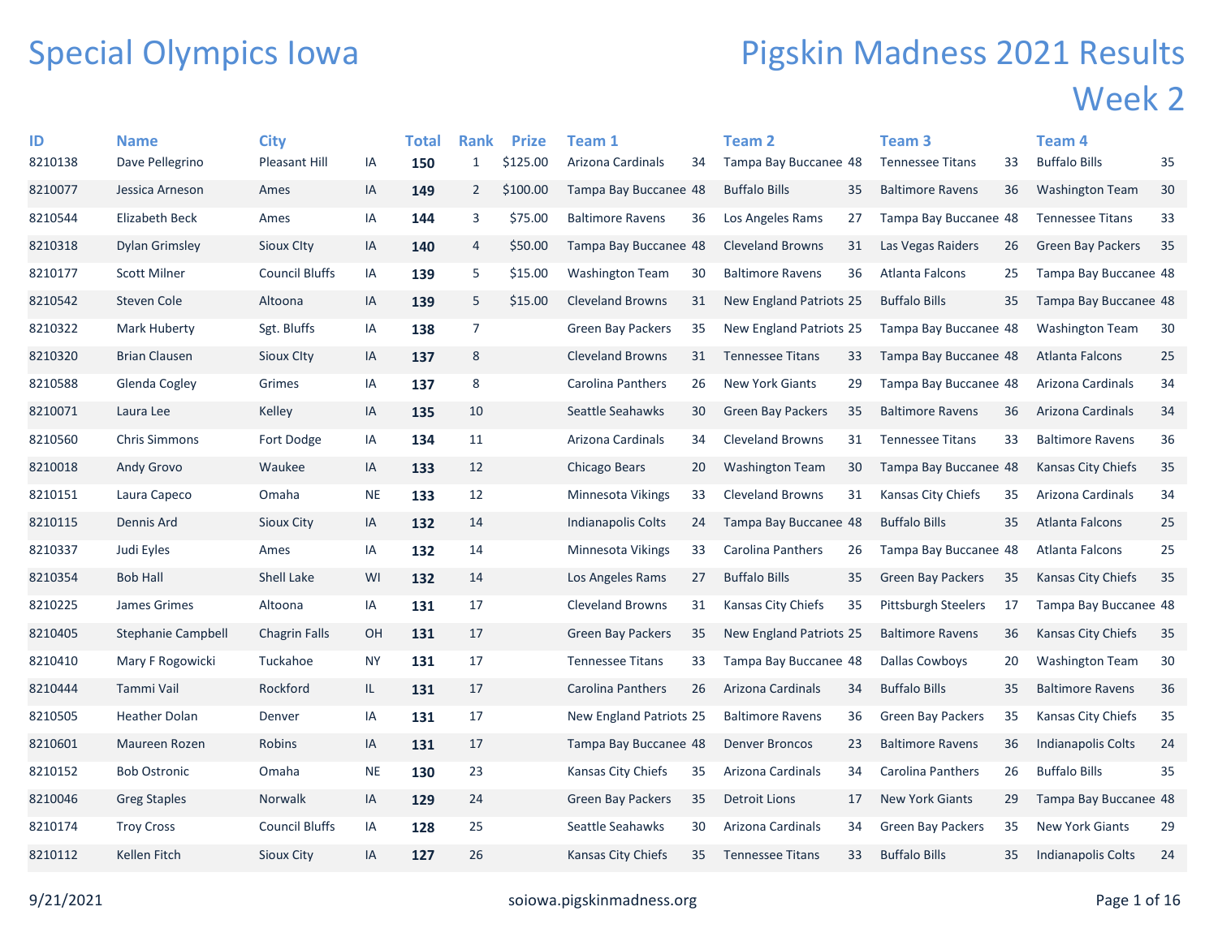# Special Olympics Iowa

# Pigskin Madness 2021 Results

## Week 2

| ID | Name | City | | Total | Rank | Prize | Team 1 | | Team 2 | | Team 3 | | Team 4 | |
|---|---|---|---|---|---|---|---|---|---|---|---|---|---|---|
| 8210138 | Dave Pellegrino | Pleasant Hill | IA | **150** | 1 | $125.00 | Arizona Cardinals | 34 | Tampa Bay Buccanee | 48 | Tennessee Titans | 33 | Buffalo Bills | 35 |
| 8210077 | Jessica Arneson | Ames | IA | **149** | 2 | $100.00 | Tampa Bay Buccanee | 48 | Buffalo Bills | 35 | Baltimore Ravens | 36 | Washington Team | 30 |
| 8210544 | Elizabeth Beck | Ames | IA | **144** | 3 | $75.00 | Baltimore Ravens | 36 | Los Angeles Rams | 27 | Tampa Bay Buccanee | 48 | Tennessee Titans | 33 |
| 8210318 | Dylan Grimsley | Sioux CIty | IA | **140** | 4 | $50.00 | Tampa Bay Buccanee | 48 | Cleveland Browns | 31 | Las Vegas Raiders | 26 | Green Bay Packers | 35 |
| 8210177 | Scott Milner | Council Bluffs | IA | **139** | 5 | $15.00 | Washington Team | 30 | Baltimore Ravens | 36 | Atlanta Falcons | 25 | Tampa Bay Buccanee | 48 |
| 8210542 | Steven Cole | Altoona | IA | **139** | 5 | $15.00 | Cleveland Browns | 31 | New England Patriots | 25 | Buffalo Bills | 35 | Tampa Bay Buccanee | 48 |
| 8210322 | Mark Huberty | Sgt. Bluffs | IA | **138** | 7 | | Green Bay Packers | 35 | New England Patriots | 25 | Tampa Bay Buccanee | 48 | Washington Team | 30 |
| 8210320 | Brian Clausen | Sioux CIty | IA | **137** | 8 | | Cleveland Browns | 31 | Tennessee Titans | 33 | Tampa Bay Buccanee | 48 | Atlanta Falcons | 25 |
| 8210588 | Glenda Cogley | Grimes | IA | **137** | 8 | | Carolina Panthers | 26 | New York Giants | 29 | Tampa Bay Buccanee | 48 | Arizona Cardinals | 34 |
| 8210071 | Laura Lee | Kelley | IA | **135** | 10 | | Seattle Seahawks | 30 | Green Bay Packers | 35 | Baltimore Ravens | 36 | Arizona Cardinals | 34 |
| 8210560 | Chris Simmons | Fort Dodge | IA | **134** | 11 | | Arizona Cardinals | 34 | Cleveland Browns | 31 | Tennessee Titans | 33 | Baltimore Ravens | 36 |
| 8210018 | Andy Grovo | Waukee | IA | **133** | 12 | | Chicago Bears | 20 | Washington Team | 30 | Tampa Bay Buccanee | 48 | Kansas City Chiefs | 35 |
| 8210151 | Laura Capeco | Omaha | NE | **133** | 12 | | Minnesota Vikings | 33 | Cleveland Browns | 31 | Kansas City Chiefs | 35 | Arizona Cardinals | 34 |
| 8210115 | Dennis Ard | Sioux City | IA | **132** | 14 | | Indianapolis Colts | 24 | Tampa Bay Buccanee | 48 | Buffalo Bills | 35 | Atlanta Falcons | 25 |
| 8210337 | Judi Eyles | Ames | IA | **132** | 14 | | Minnesota Vikings | 33 | Carolina Panthers | 26 | Tampa Bay Buccanee | 48 | Atlanta Falcons | 25 |
| 8210354 | Bob Hall | Shell Lake | WI | **132** | 14 | | Los Angeles Rams | 27 | Buffalo Bills | 35 | Green Bay Packers | 35 | Kansas City Chiefs | 35 |
| 8210225 | James Grimes | Altoona | IA | **131** | 17 | | Cleveland Browns | 31 | Kansas City Chiefs | 35 | Pittsburgh Steelers | 17 | Tampa Bay Buccanee | 48 |
| 8210405 | Stephanie Campbell | Chagrin Falls | OH | **131** | 17 | | Green Bay Packers | 35 | New England Patriots | 25 | Baltimore Ravens | 36 | Kansas City Chiefs | 35 |
| 8210410 | Mary F Rogowicki | Tuckahoe | NY | **131** | 17 | | Tennessee Titans | 33 | Tampa Bay Buccanee | 48 | Dallas Cowboys | 20 | Washington Team | 30 |
| 8210444 | Tammi Vail | Rockford | IL | **131** | 17 | | Carolina Panthers | 26 | Arizona Cardinals | 34 | Buffalo Bills | 35 | Baltimore Ravens | 36 |
| 8210505 | Heather Dolan | Denver | IA | **131** | 17 | | New England Patriots | 25 | Baltimore Ravens | 36 | Green Bay Packers | 35 | Kansas City Chiefs | 35 |
| 8210601 | Maureen Rozen | Robins | IA | **131** | 17 | | Tampa Bay Buccanee | 48 | Denver Broncos | 23 | Baltimore Ravens | 36 | Indianapolis Colts | 24 |
| 8210152 | Bob Ostronic | Omaha | NE | **130** | 23 | | Kansas City Chiefs | 35 | Arizona Cardinals | 34 | Carolina Panthers | 26 | Buffalo Bills | 35 |
| 8210046 | Greg Staples | Norwalk | IA | **129** | 24 | | Green Bay Packers | 35 | Detroit Lions | 17 | New York Giants | 29 | Tampa Bay Buccanee | 48 |
| 8210174 | Troy Cross | Council Bluffs | IA | **128** | 25 | | Seattle Seahawks | 30 | Arizona Cardinals | 34 | Green Bay Packers | 35 | New York Giants | 29 |
| 8210112 | Kellen Fitch | Sioux City | IA | **127** | 26 | | Kansas City Chiefs | 35 | Tennessee Titans | 33 | Buffalo Bills | 35 | Indianapolis Colts | 24 |

9/21/2021 soiowa.pigskinmadness.org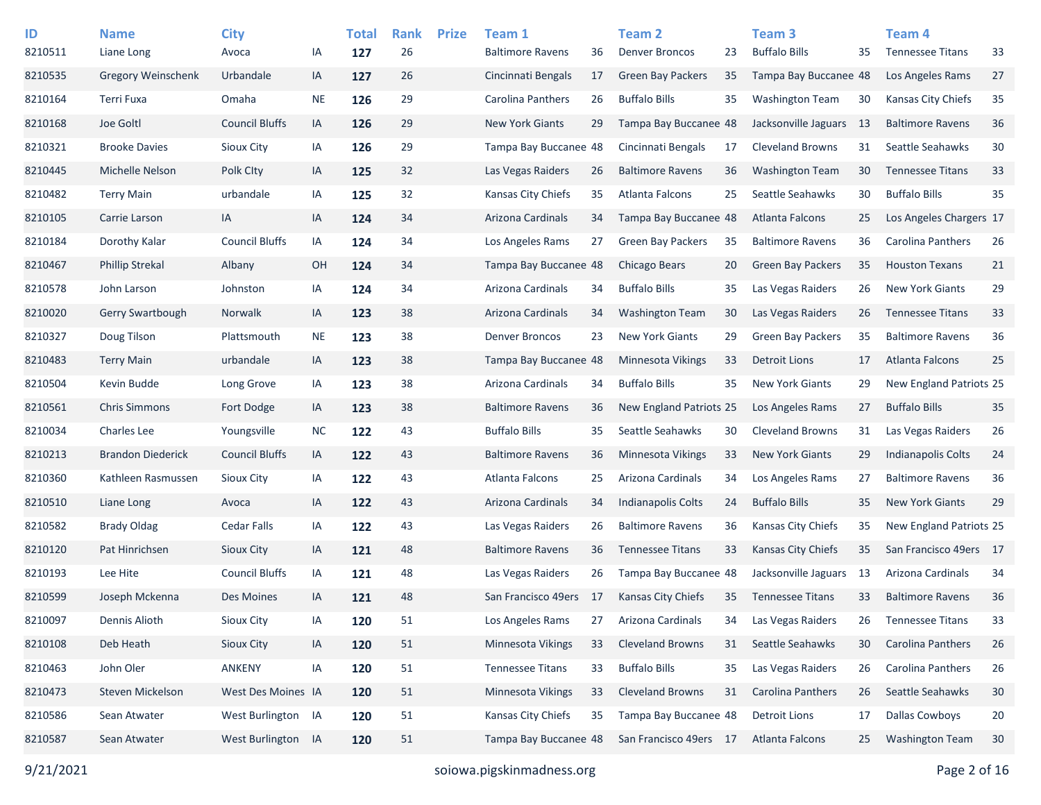| ID | Name | City | | Total | Rank | Prize | Team 1 | | Team 2 | | Team 3 | | Team 4 | |
|---|---|---|---|---|---|---|---|---|---|---|---|---|---|---|
| 8210511 | Liane Long | Avoca | IA | **127** | 26 | | Baltimore Ravens | 36 | Denver Broncos | 23 | Buffalo Bills | 35 | Tennessee Titans | 33 |
| 8210535 | Gregory Weinschenk | Urbandale | IA | **127** | 26 | | Cincinnati Bengals | 17 | Green Bay Packers | 35 | Tampa Bay Buccanee | 48 | Los Angeles Rams | 27 |
| 8210164 | Terri Fuxa | Omaha | NE | **126** | 29 | | Carolina Panthers | 26 | Buffalo Bills | 35 | Washington Team | 30 | Kansas City Chiefs | 35 |
| 8210168 | Joe Goltl | Council Bluffs | IA | **126** | 29 | | New York Giants | 29 | Tampa Bay Buccanee | 48 | Jacksonville Jaguars | 13 | Baltimore Ravens | 36 |
| 8210321 | Brooke Davies | Sioux City | IA | **126** | 29 | | Tampa Bay Buccanee | 48 | Cincinnati Bengals | 17 | Cleveland Browns | 31 | Seattle Seahawks | 30 |
| 8210445 | Michelle Nelson | Polk CIty | IA | **125** | 32 | | Las Vegas Raiders | 26 | Baltimore Ravens | 36 | Washington Team | 30 | Tennessee Titans | 33 |
| 8210482 | Terry Main | urbandale | IA | **125** | 32 | | Kansas City Chiefs | 35 | Atlanta Falcons | 25 | Seattle Seahawks | 30 | Buffalo Bills | 35 |
| 8210105 | Carrie Larson | IA | IA | **124** | 34 | | Arizona Cardinals | 34 | Tampa Bay Buccanee | 48 | Atlanta Falcons | 25 | Los Angeles Chargers | 17 |
| 8210184 | Dorothy Kalar | Council Bluffs | IA | **124** | 34 | | Los Angeles Rams | 27 | Green Bay Packers | 35 | Baltimore Ravens | 36 | Carolina Panthers | 26 |
| 8210467 | Phillip Strekal | Albany | OH | **124** | 34 | | Tampa Bay Buccanee | 48 | Chicago Bears | 20 | Green Bay Packers | 35 | Houston Texans | 21 |
| 8210578 | John Larson | Johnston | IA | **124** | 34 | | Arizona Cardinals | 34 | Buffalo Bills | 35 | Las Vegas Raiders | 26 | New York Giants | 29 |
| 8210020 | Gerry Swartbough | Norwalk | IA | **123** | 38 | | Arizona Cardinals | 34 | Washington Team | 30 | Las Vegas Raiders | 26 | Tennessee Titans | 33 |
| 8210327 | Doug Tilson | Plattsmouth | NE | **123** | 38 | | Denver Broncos | 23 | New York Giants | 29 | Green Bay Packers | 35 | Baltimore Ravens | 36 |
| 8210483 | Terry Main | urbandale | IA | **123** | 38 | | Tampa Bay Buccanee | 48 | Minnesota Vikings | 33 | Detroit Lions | 17 | Atlanta Falcons | 25 |
| 8210504 | Kevin Budde | Long Grove | IA | **123** | 38 | | Arizona Cardinals | 34 | Buffalo Bills | 35 | New York Giants | 29 | New England Patriots | 25 |
| 8210561 | Chris Simmons | Fort Dodge | IA | **123** | 38 | | Baltimore Ravens | 36 | New England Patriots | 25 | Los Angeles Rams | 27 | Buffalo Bills | 35 |
| 8210034 | Charles Lee | Youngsville | NC | **122** | 43 | | Buffalo Bills | 35 | Seattle Seahawks | 30 | Cleveland Browns | 31 | Las Vegas Raiders | 26 |
| 8210213 | Brandon Diederick | Council Bluffs | IA | **122** | 43 | | Baltimore Ravens | 36 | Minnesota Vikings | 33 | New York Giants | 29 | Indianapolis Colts | 24 |
| 8210360 | Kathleen Rasmussen | Sioux City | IA | **122** | 43 | | Atlanta Falcons | 25 | Arizona Cardinals | 34 | Los Angeles Rams | 27 | Baltimore Ravens | 36 |
| 8210510 | Liane Long | Avoca | IA | **122** | 43 | | Arizona Cardinals | 34 | Indianapolis Colts | 24 | Buffalo Bills | 35 | New York Giants | 29 |
| 8210582 | Brady Oldag | Cedar Falls | IA | **122** | 43 | | Las Vegas Raiders | 26 | Baltimore Ravens | 36 | Kansas City Chiefs | 35 | New England Patriots | 25 |
| 8210120 | Pat Hinrichsen | Sioux City | IA | **121** | 48 | | Baltimore Ravens | 36 | Tennessee Titans | 33 | Kansas City Chiefs | 35 | San Francisco 49ers | 17 |
| 8210193 | Lee Hite | Council Bluffs | IA | **121** | 48 | | Las Vegas Raiders | 26 | Tampa Bay Buccanee | 48 | Jacksonville Jaguars | 13 | Arizona Cardinals | 34 |
| 8210599 | Joseph Mckenna | Des Moines | IA | **121** | 48 | | San Francisco 49ers | 17 | Kansas City Chiefs | 35 | Tennessee Titans | 33 | Baltimore Ravens | 36 |
| 8210097 | Dennis Alioth | Sioux City | IA | **120** | 51 | | Los Angeles Rams | 27 | Arizona Cardinals | 34 | Las Vegas Raiders | 26 | Tennessee Titans | 33 |
| 8210108 | Deb Heath | Sioux City | IA | **120** | 51 | | Minnesota Vikings | 33 | Cleveland Browns | 31 | Seattle Seahawks | 30 | Carolina Panthers | 26 |
| 8210463 | John Oler | ANKENY | IA | **120** | 51 | | Tennessee Titans | 33 | Buffalo Bills | 35 | Las Vegas Raiders | 26 | Carolina Panthers | 26 |
| 8210473 | Steven Mickelson | West Des Moines | IA | **120** | 51 | | Minnesota Vikings | 33 | Cleveland Browns | 31 | Carolina Panthers | 26 | Seattle Seahawks | 30 |
| 8210586 | Sean Atwater | West Burlington | IA | **120** | 51 | | Kansas City Chiefs | 35 | Tampa Bay Buccanee | 48 | Detroit Lions | 17 | Dallas Cowboys | 20 |
| 8210587 | Sean Atwater | West Burlington | IA | **120** | 51 | | Tampa Bay Buccanee | 48 | San Francisco 49ers | 17 | Atlanta Falcons | 25 | Washington Team | 30 |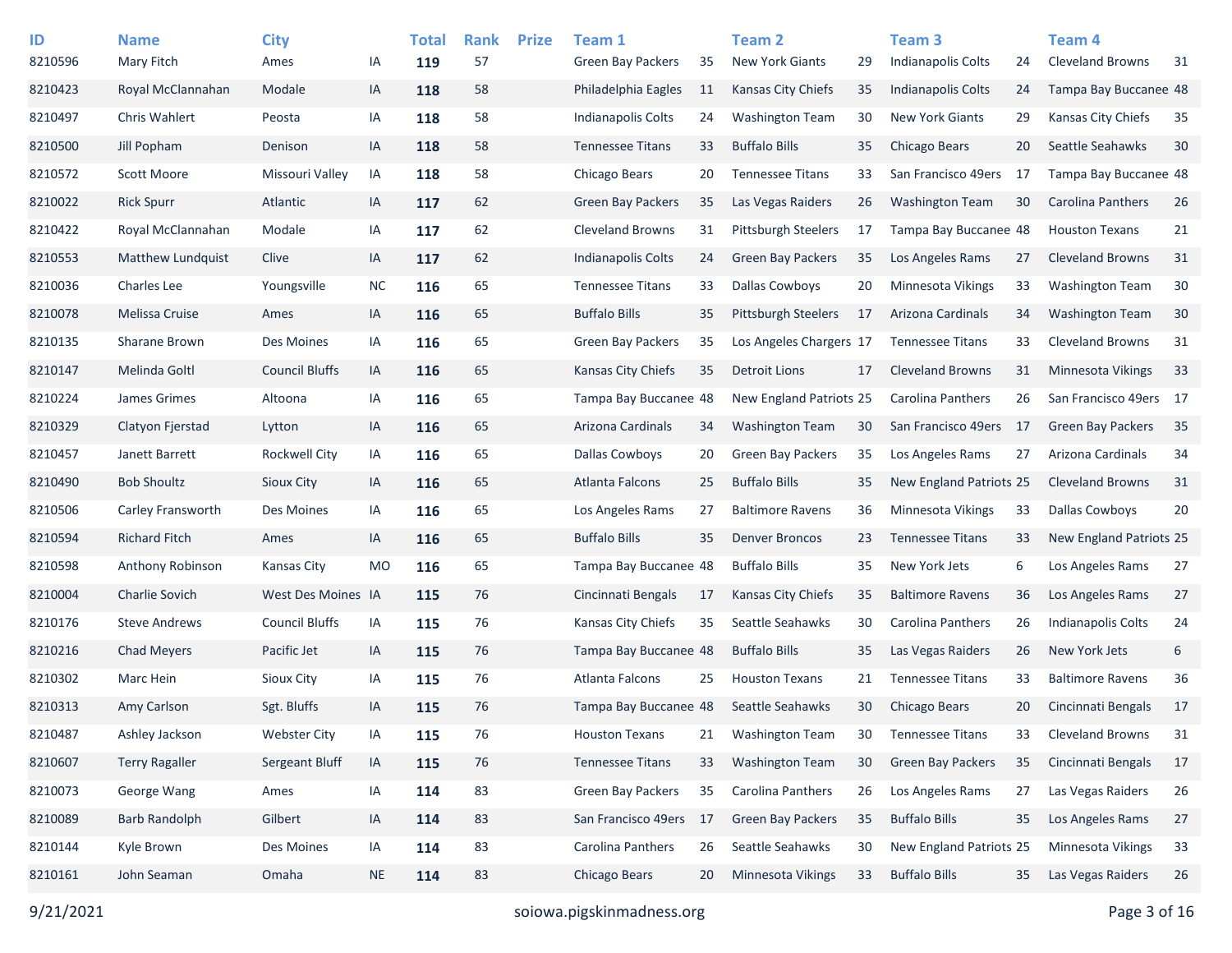| ID | Name | City | | Total | Rank | Prize | Team 1 | | Team 2 | | Team 3 | | Team 4 | |
|---|---|---|---|---|---|---|---|---|---|---|---|---|---|---|
| 8210596 | Mary Fitch | Ames | IA | **119** | 57 | | Green Bay Packers | 35 | New York Giants | 29 | Indianapolis Colts | 24 | Cleveland Browns | 31 |
| 8210423 | Royal McClannahan | Modale | IA | **118** | 58 | | Philadelphia Eagles | 11 | Kansas City Chiefs | 35 | Indianapolis Colts | 24 | Tampa Bay Buccanee | 48 |
| 8210497 | Chris Wahlert | Peosta | IA | **118** | 58 | | Indianapolis Colts | 24 | Washington Team | 30 | New York Giants | 29 | Kansas City Chiefs | 35 |
| 8210500 | Jill Popham | Denison | IA | **118** | 58 | | Tennessee Titans | 33 | Buffalo Bills | 35 | Chicago Bears | 20 | Seattle Seahawks | 30 |
| 8210572 | Scott Moore | Missouri Valley | IA | **118** | 58 | | Chicago Bears | 20 | Tennessee Titans | 33 | San Francisco 49ers | 17 | Tampa Bay Buccanee | 48 |
| 8210022 | Rick Spurr | Atlantic | IA | **117** | 62 | | Green Bay Packers | 35 | Las Vegas Raiders | 26 | Washington Team | 30 | Carolina Panthers | 26 |
| 8210422 | Royal McClannahan | Modale | IA | **117** | 62 | | Cleveland Browns | 31 | Pittsburgh Steelers | 17 | Tampa Bay Buccanee | 48 | Houston Texans | 21 |
| 8210553 | Matthew Lundquist | Clive | IA | **117** | 62 | | Indianapolis Colts | 24 | Green Bay Packers | 35 | Los Angeles Rams | 27 | Cleveland Browns | 31 |
| 8210036 | Charles Lee | Youngsville | NC | **116** | 65 | | Tennessee Titans | 33 | Dallas Cowboys | 20 | Minnesota Vikings | 33 | Washington Team | 30 |
| 8210078 | Melissa Cruise | Ames | IA | **116** | 65 | | Buffalo Bills | 35 | Pittsburgh Steelers | 17 | Arizona Cardinals | 34 | Washington Team | 30 |
| 8210135 | Sharane Brown | Des Moines | IA | **116** | 65 | | Green Bay Packers | 35 | Los Angeles Chargers | 17 | Tennessee Titans | 33 | Cleveland Browns | 31 |
| 8210147 | Melinda Goltl | Council Bluffs | IA | **116** | 65 | | Kansas City Chiefs | 35 | Detroit Lions | 17 | Cleveland Browns | 31 | Minnesota Vikings | 33 |
| 8210224 | James Grimes | Altoona | IA | **116** | 65 | | Tampa Bay Buccanee | 48 | New England Patriots | 25 | Carolina Panthers | 26 | San Francisco 49ers | 17 |
| 8210329 | Clatyon Fjerstad | Lytton | IA | **116** | 65 | | Arizona Cardinals | 34 | Washington Team | 30 | San Francisco 49ers | 17 | Green Bay Packers | 35 |
| 8210457 | Janett Barrett | Rockwell City | IA | **116** | 65 | | Dallas Cowboys | 20 | Green Bay Packers | 35 | Los Angeles Rams | 27 | Arizona Cardinals | 34 |
| 8210490 | Bob Shoultz | Sioux City | IA | **116** | 65 | | Atlanta Falcons | 25 | Buffalo Bills | 35 | New England Patriots | 25 | Cleveland Browns | 31 |
| 8210506 | Carley Fransworth | Des Moines | IA | **116** | 65 | | Los Angeles Rams | 27 | Baltimore Ravens | 36 | Minnesota Vikings | 33 | Dallas Cowboys | 20 |
| 8210594 | Richard Fitch | Ames | IA | **116** | 65 | | Buffalo Bills | 35 | Denver Broncos | 23 | Tennessee Titans | 33 | New England Patriots | 25 |
| 8210598 | Anthony Robinson | Kansas City | MO | **116** | 65 | | Tampa Bay Buccanee | 48 | Buffalo Bills | 35 | New York Jets | 6 | Los Angeles Rams | 27 |
| 8210004 | Charlie Sovich | West Des Moines | IA | **115** | 76 | | Cincinnati Bengals | 17 | Kansas City Chiefs | 35 | Baltimore Ravens | 36 | Los Angeles Rams | 27 |
| 8210176 | Steve Andrews | Council Bluffs | IA | **115** | 76 | | Kansas City Chiefs | 35 | Seattle Seahawks | 30 | Carolina Panthers | 26 | Indianapolis Colts | 24 |
| 8210216 | Chad Meyers | Pacific Jet | IA | **115** | 76 | | Tampa Bay Buccanee | 48 | Buffalo Bills | 35 | Las Vegas Raiders | 26 | New York Jets | 6 |
| 8210302 | Marc Hein | Sioux City | IA | **115** | 76 | | Atlanta Falcons | 25 | Houston Texans | 21 | Tennessee Titans | 33 | Baltimore Ravens | 36 |
| 8210313 | Amy Carlson | Sgt. Bluffs | IA | **115** | 76 | | Tampa Bay Buccanee | 48 | Seattle Seahawks | 30 | Chicago Bears | 20 | Cincinnati Bengals | 17 |
| 8210487 | Ashley Jackson | Webster City | IA | **115** | 76 | | Houston Texans | 21 | Washington Team | 30 | Tennessee Titans | 33 | Cleveland Browns | 31 |
| 8210607 | Terry Ragaller | Sergeant Bluff | IA | **115** | 76 | | Tennessee Titans | 33 | Washington Team | 30 | Green Bay Packers | 35 | Cincinnati Bengals | 17 |
| 8210073 | George Wang | Ames | IA | **114** | 83 | | Green Bay Packers | 35 | Carolina Panthers | 26 | Los Angeles Rams | 27 | Las Vegas Raiders | 26 |
| 8210089 | Barb Randolph | Gilbert | IA | **114** | 83 | | San Francisco 49ers | 17 | Green Bay Packers | 35 | Buffalo Bills | 35 | Los Angeles Rams | 27 |
| 8210144 | Kyle Brown | Des Moines | IA | **114** | 83 | | Carolina Panthers | 26 | Seattle Seahawks | 30 | New England Patriots | 25 | Minnesota Vikings | 33 |
| 8210161 | John Seaman | Omaha | NE | **114** | 83 | | Chicago Bears | 20 | Minnesota Vikings | 33 | Buffalo Bills | 35 | Las Vegas Raiders | 26 |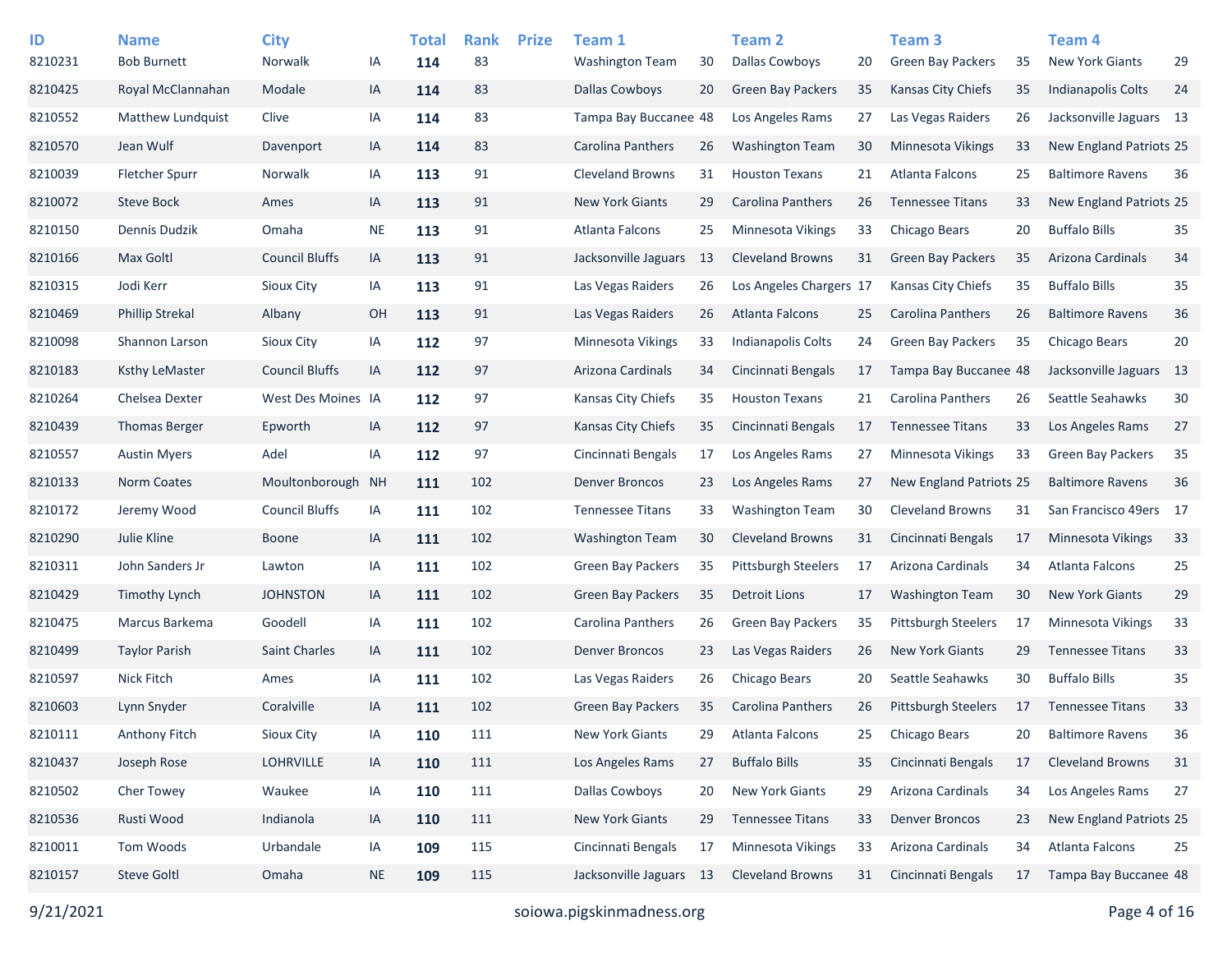| ID | Name | City | | Total | Rank | Prize | Team 1 | | Team 2 | | Team 3 | | Team 4 | |
|---|---|---|---|---|---|---|---|---|---|---|---|---|---|---|
| 8210231 | Bob Burnett | Norwalk | IA | **114** | 83 | | Washington Team | 30 | Dallas Cowboys | 20 | Green Bay Packers | 35 | New York Giants | 29 |
| 8210425 | Royal McClannahan | Modale | IA | **114** | 83 | | Dallas Cowboys | 20 | Green Bay Packers | 35 | Kansas City Chiefs | 35 | Indianapolis Colts | 24 |
| 8210552 | Matthew Lundquist | Clive | IA | **114** | 83 | | Tampa Bay Buccanee | 48 | Los Angeles Rams | 27 | Las Vegas Raiders | 26 | Jacksonville Jaguars | 13 |
| 8210570 | Jean Wulf | Davenport | IA | **114** | 83 | | Carolina Panthers | 26 | Washington Team | 30 | Minnesota Vikings | 33 | New England Patriots | 25 |
| 8210039 | Fletcher Spurr | Norwalk | IA | **113** | 91 | | Cleveland Browns | 31 | Houston Texans | 21 | Atlanta Falcons | 25 | Baltimore Ravens | 36 |
| 8210072 | Steve Bock | Ames | IA | **113** | 91 | | New York Giants | 29 | Carolina Panthers | 26 | Tennessee Titans | 33 | New England Patriots | 25 |
| 8210150 | Dennis Dudzik | Omaha | NE | **113** | 91 | | Atlanta Falcons | 25 | Minnesota Vikings | 33 | Chicago Bears | 20 | Buffalo Bills | 35 |
| 8210166 | Max Goltl | Council Bluffs | IA | **113** | 91 | | Jacksonville Jaguars | 13 | Cleveland Browns | 31 | Green Bay Packers | 35 | Arizona Cardinals | 34 |
| 8210315 | Jodi Kerr | Sioux City | IA | **113** | 91 | | Las Vegas Raiders | 26 | Los Angeles Chargers | 17 | Kansas City Chiefs | 35 | Buffalo Bills | 35 |
| 8210469 | Phillip Strekal | Albany | OH | **113** | 91 | | Las Vegas Raiders | 26 | Atlanta Falcons | 25 | Carolina Panthers | 26 | Baltimore Ravens | 36 |
| 8210098 | Shannon Larson | Sioux City | IA | **112** | 97 | | Minnesota Vikings | 33 | Indianapolis Colts | 24 | Green Bay Packers | 35 | Chicago Bears | 20 |
| 8210183 | Ksthy LeMaster | Council Bluffs | IA | **112** | 97 | | Arizona Cardinals | 34 | Cincinnati Bengals | 17 | Tampa Bay Buccanee | 48 | Jacksonville Jaguars | 13 |
| 8210264 | Chelsea Dexter | West Des Moines | IA | **112** | 97 | | Kansas City Chiefs | 35 | Houston Texans | 21 | Carolina Panthers | 26 | Seattle Seahawks | 30 |
| 8210439 | Thomas Berger | Epworth | IA | **112** | 97 | | Kansas City Chiefs | 35 | Cincinnati Bengals | 17 | Tennessee Titans | 33 | Los Angeles Rams | 27 |
| 8210557 | Austin Myers | Adel | IA | **112** | 97 | | Cincinnati Bengals | 17 | Los Angeles Rams | 27 | Minnesota Vikings | 33 | Green Bay Packers | 35 |
| 8210133 | Norm Coates | Moultonborough | NH | **111** | 102 | | Denver Broncos | 23 | Los Angeles Rams | 27 | New England Patriots | 25 | Baltimore Ravens | 36 |
| 8210172 | Jeremy Wood | Council Bluffs | IA | **111** | 102 | | Tennessee Titans | 33 | Washington Team | 30 | Cleveland Browns | 31 | San Francisco 49ers | 17 |
| 8210290 | Julie Kline | Boone | IA | **111** | 102 | | Washington Team | 30 | Cleveland Browns | 31 | Cincinnati Bengals | 17 | Minnesota Vikings | 33 |
| 8210311 | John Sanders Jr | Lawton | IA | **111** | 102 | | Green Bay Packers | 35 | Pittsburgh Steelers | 17 | Arizona Cardinals | 34 | Atlanta Falcons | 25 |
| 8210429 | Timothy Lynch | JOHNSTON | IA | **111** | 102 | | Green Bay Packers | 35 | Detroit Lions | 17 | Washington Team | 30 | New York Giants | 29 |
| 8210475 | Marcus Barkema | Goodell | IA | **111** | 102 | | Carolina Panthers | 26 | Green Bay Packers | 35 | Pittsburgh Steelers | 17 | Minnesota Vikings | 33 |
| 8210499 | Taylor Parish | Saint Charles | IA | **111** | 102 | | Denver Broncos | 23 | Las Vegas Raiders | 26 | New York Giants | 29 | Tennessee Titans | 33 |
| 8210597 | Nick Fitch | Ames | IA | **111** | 102 | | Las Vegas Raiders | 26 | Chicago Bears | 20 | Seattle Seahawks | 30 | Buffalo Bills | 35 |
| 8210603 | Lynn Snyder | Coralville | IA | **111** | 102 | | Green Bay Packers | 35 | Carolina Panthers | 26 | Pittsburgh Steelers | 17 | Tennessee Titans | 33 |
| 8210111 | Anthony Fitch | Sioux City | IA | **110** | 111 | | New York Giants | 29 | Atlanta Falcons | 25 | Chicago Bears | 20 | Baltimore Ravens | 36 |
| 8210437 | Joseph Rose | LOHRVILLE | IA | **110** | 111 | | Los Angeles Rams | 27 | Buffalo Bills | 35 | Cincinnati Bengals | 17 | Cleveland Browns | 31 |
| 8210502 | Cher Towey | Waukee | IA | **110** | 111 | | Dallas Cowboys | 20 | New York Giants | 29 | Arizona Cardinals | 34 | Los Angeles Rams | 27 |
| 8210536 | Rusti Wood | Indianola | IA | **110** | 111 | | New York Giants | 29 | Tennessee Titans | 33 | Denver Broncos | 23 | New England Patriots | 25 |
| 8210011 | Tom Woods | Urbandale | IA | **109** | 115 | | Cincinnati Bengals | 17 | Minnesota Vikings | 33 | Arizona Cardinals | 34 | Atlanta Falcons | 25 |
| 8210157 | Steve Goltl | Omaha | NE | **109** | 115 | | Jacksonville Jaguars | 13 | Cleveland Browns | 31 | Cincinnati Bengals | 17 | Tampa Bay Buccanee | 48 |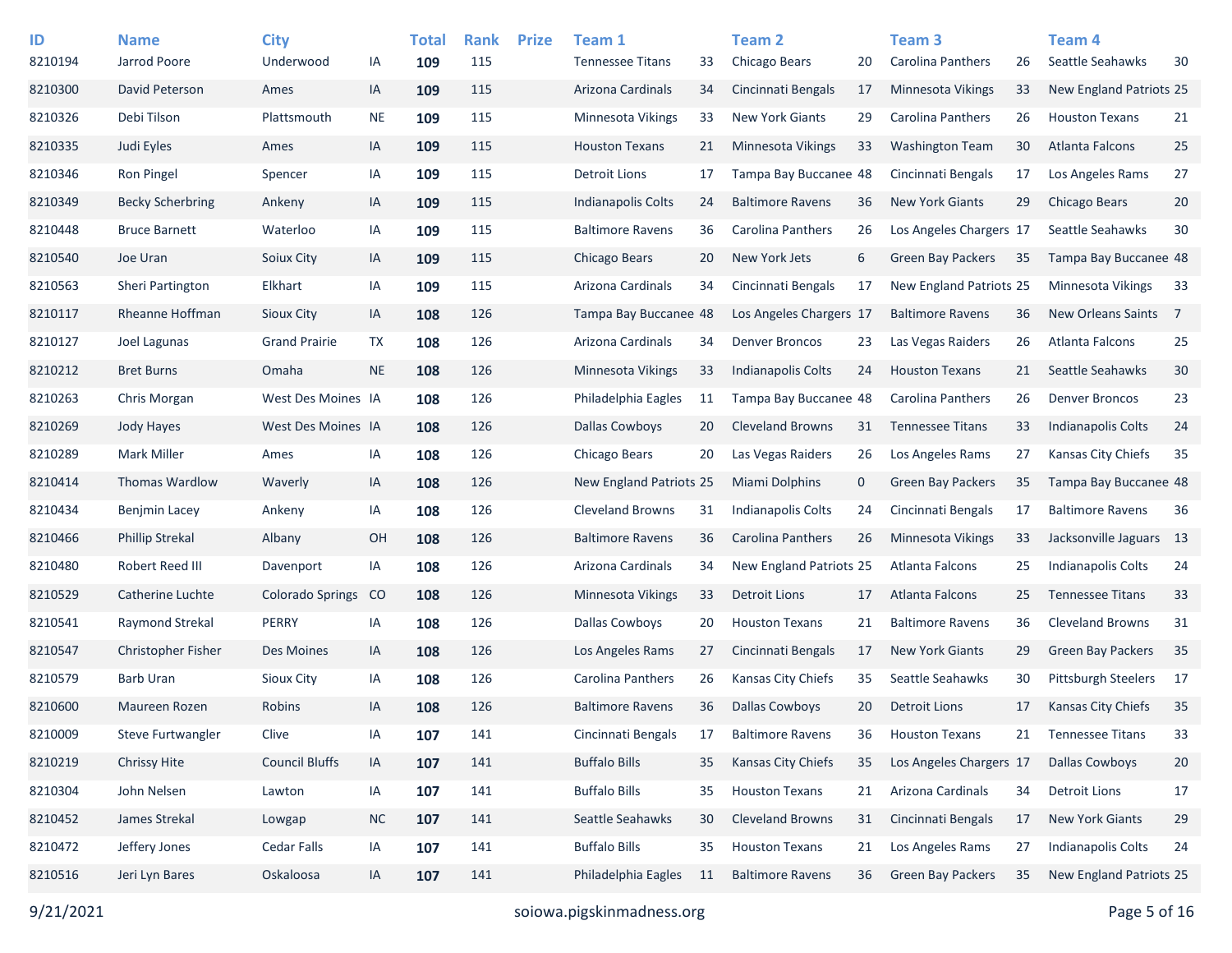| ID | Name | City | | Total | Rank | Prize | Team 1 | | Team 2 | | Team 3 | | Team 4 | |
|---|---|---|---|---|---|---|---|---|---|---|---|---|---|---|
| 8210194 | Jarrod Poore | Underwood | IA | **109** | 115 | | Tennessee Titans | 33 | Chicago Bears | 20 | Carolina Panthers | 26 | Seattle Seahawks | 30 |
| 8210300 | David Peterson | Ames | IA | **109** | 115 | | Arizona Cardinals | 34 | Cincinnati Bengals | 17 | Minnesota Vikings | 33 | New England Patriots | 25 |
| 8210326 | Debi Tilson | Plattsmouth | NE | **109** | 115 | | Minnesota Vikings | 33 | New York Giants | 29 | Carolina Panthers | 26 | Houston Texans | 21 |
| 8210335 | Judi Eyles | Ames | IA | **109** | 115 | | Houston Texans | 21 | Minnesota Vikings | 33 | Washington Team | 30 | Atlanta Falcons | 25 |
| 8210346 | Ron Pingel | Spencer | IA | **109** | 115 | | Detroit Lions | 17 | Tampa Bay Buccanee | 48 | Cincinnati Bengals | 17 | Los Angeles Rams | 27 |
| 8210349 | Becky Scherbring | Ankeny | IA | **109** | 115 | | Indianapolis Colts | 24 | Baltimore Ravens | 36 | New York Giants | 29 | Chicago Bears | 20 |
| 8210448 | Bruce Barnett | Waterloo | IA | **109** | 115 | | Baltimore Ravens | 36 | Carolina Panthers | 26 | Los Angeles Chargers | 17 | Seattle Seahawks | 30 |
| 8210540 | Joe Uran | Soiux City | IA | **109** | 115 | | Chicago Bears | 20 | New York Jets | 6 | Green Bay Packers | 35 | Tampa Bay Buccanee | 48 |
| 8210563 | Sheri Partington | Elkhart | IA | **109** | 115 | | Arizona Cardinals | 34 | Cincinnati Bengals | 17 | New England Patriots | 25 | Minnesota Vikings | 33 |
| 8210117 | Rheanne Hoffman | Sioux City | IA | **108** | 126 | | Tampa Bay Buccanee | 48 | Los Angeles Chargers | 17 | Baltimore Ravens | 36 | New Orleans Saints | 7 |
| 8210127 | Joel Lagunas | Grand Prairie | TX | **108** | 126 | | Arizona Cardinals | 34 | Denver Broncos | 23 | Las Vegas Raiders | 26 | Atlanta Falcons | 25 |
| 8210212 | Bret Burns | Omaha | NE | **108** | 126 | | Minnesota Vikings | 33 | Indianapolis Colts | 24 | Houston Texans | 21 | Seattle Seahawks | 30 |
| 8210263 | Chris Morgan | West Des Moines | IA | **108** | 126 | | Philadelphia Eagles | 11 | Tampa Bay Buccanee | 48 | Carolina Panthers | 26 | Denver Broncos | 23 |
| 8210269 | Jody Hayes | West Des Moines | IA | **108** | 126 | | Dallas Cowboys | 20 | Cleveland Browns | 31 | Tennessee Titans | 33 | Indianapolis Colts | 24 |
| 8210289 | Mark Miller | Ames | IA | **108** | 126 | | Chicago Bears | 20 | Las Vegas Raiders | 26 | Los Angeles Rams | 27 | Kansas City Chiefs | 35 |
| 8210414 | Thomas Wardlow | Waverly | IA | **108** | 126 | | New England Patriots | 25 | Miami Dolphins | 0 | Green Bay Packers | 35 | Tampa Bay Buccanee | 48 |
| 8210434 | Benjmin Lacey | Ankeny | IA | **108** | 126 | | Cleveland Browns | 31 | Indianapolis Colts | 24 | Cincinnati Bengals | 17 | Baltimore Ravens | 36 |
| 8210466 | Phillip Strekal | Albany | OH | **108** | 126 | | Baltimore Ravens | 36 | Carolina Panthers | 26 | Minnesota Vikings | 33 | Jacksonville Jaguars | 13 |
| 8210480 | Robert Reed III | Davenport | IA | **108** | 126 | | Arizona Cardinals | 34 | New England Patriots | 25 | Atlanta Falcons | 25 | Indianapolis Colts | 24 |
| 8210529 | Catherine Luchte | Colorado Springs | CO | **108** | 126 | | Minnesota Vikings | 33 | Detroit Lions | 17 | Atlanta Falcons | 25 | Tennessee Titans | 33 |
| 8210541 | Raymond Strekal | PERRY | IA | **108** | 126 | | Dallas Cowboys | 20 | Houston Texans | 21 | Baltimore Ravens | 36 | Cleveland Browns | 31 |
| 8210547 | Christopher Fisher | Des Moines | IA | **108** | 126 | | Los Angeles Rams | 27 | Cincinnati Bengals | 17 | New York Giants | 29 | Green Bay Packers | 35 |
| 8210579 | Barb Uran | Sioux City | IA | **108** | 126 | | Carolina Panthers | 26 | Kansas City Chiefs | 35 | Seattle Seahawks | 30 | Pittsburgh Steelers | 17 |
| 8210600 | Maureen Rozen | Robins | IA | **108** | 126 | | Baltimore Ravens | 36 | Dallas Cowboys | 20 | Detroit Lions | 17 | Kansas City Chiefs | 35 |
| 8210009 | Steve Furtwangler | Clive | IA | **107** | 141 | | Cincinnati Bengals | 17 | Baltimore Ravens | 36 | Houston Texans | 21 | Tennessee Titans | 33 |
| 8210219 | Chrissy Hite | Council Bluffs | IA | **107** | 141 | | Buffalo Bills | 35 | Kansas City Chiefs | 35 | Los Angeles Chargers | 17 | Dallas Cowboys | 20 |
| 8210304 | John Nelsen | Lawton | IA | **107** | 141 | | Buffalo Bills | 35 | Houston Texans | 21 | Arizona Cardinals | 34 | Detroit Lions | 17 |
| 8210452 | James Strekal | Lowgap | NC | **107** | 141 | | Seattle Seahawks | 30 | Cleveland Browns | 31 | Cincinnati Bengals | 17 | New York Giants | 29 |
| 8210472 | Jeffery Jones | Cedar Falls | IA | **107** | 141 | | Buffalo Bills | 35 | Houston Texans | 21 | Los Angeles Rams | 27 | Indianapolis Colts | 24 |
| 8210516 | Jeri Lyn Bares | Oskaloosa | IA | **107** | 141 | | Philadelphia Eagles | 11 | Baltimore Ravens | 36 | Green Bay Packers | 35 | New England Patriots | 25 |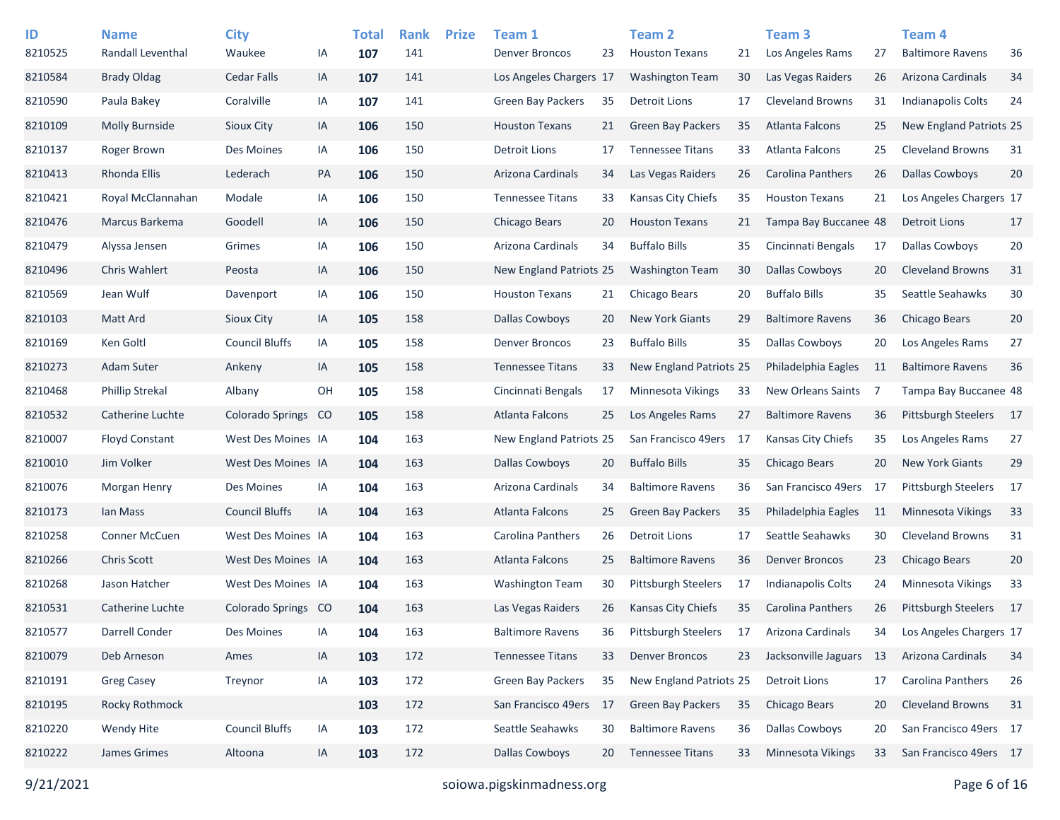| ID | Name | City | | Total | Rank | Prize | Team 1 | | Team 2 | | Team 3 | | Team 4 | |
|---|---|---|---|---|---|---|---|---|---|---|---|---|---|---|
| 8210525 | Randall Leventhal | Waukee | IA | **107** | 141 | | Denver Broncos | 23 | Houston Texans | 21 | Los Angeles Rams | 27 | Baltimore Ravens | 36 |
| 8210584 | Brady Oldag | Cedar Falls | IA | **107** | 141 | | Los Angeles Chargers | 17 | Washington Team | 30 | Las Vegas Raiders | 26 | Arizona Cardinals | 34 |
| 8210590 | Paula Bakey | Coralville | IA | **107** | 141 | | Green Bay Packers | 35 | Detroit Lions | 17 | Cleveland Browns | 31 | Indianapolis Colts | 24 |
| 8210109 | Molly Burnside | Sioux City | IA | **106** | 150 | | Houston Texans | 21 | Green Bay Packers | 35 | Atlanta Falcons | 25 | New England Patriots | 25 |
| 8210137 | Roger Brown | Des Moines | IA | **106** | 150 | | Detroit Lions | 17 | Tennessee Titans | 33 | Atlanta Falcons | 25 | Cleveland Browns | 31 |
| 8210413 | Rhonda Ellis | Lederach | PA | **106** | 150 | | Arizona Cardinals | 34 | Las Vegas Raiders | 26 | Carolina Panthers | 26 | Dallas Cowboys | 20 |
| 8210421 | Royal McClannahan | Modale | IA | **106** | 150 | | Tennessee Titans | 33 | Kansas City Chiefs | 35 | Houston Texans | 21 | Los Angeles Chargers | 17 |
| 8210476 | Marcus Barkema | Goodell | IA | **106** | 150 | | Chicago Bears | 20 | Houston Texans | 21 | Tampa Bay Buccanee | 48 | Detroit Lions | 17 |
| 8210479 | Alyssa Jensen | Grimes | IA | **106** | 150 | | Arizona Cardinals | 34 | Buffalo Bills | 35 | Cincinnati Bengals | 17 | Dallas Cowboys | 20 |
| 8210496 | Chris Wahlert | Peosta | IA | **106** | 150 | | New England Patriots | 25 | Washington Team | 30 | Dallas Cowboys | 20 | Cleveland Browns | 31 |
| 8210569 | Jean Wulf | Davenport | IA | **106** | 150 | | Houston Texans | 21 | Chicago Bears | 20 | Buffalo Bills | 35 | Seattle Seahawks | 30 |
| 8210103 | Matt Ard | Sioux City | IA | **105** | 158 | | Dallas Cowboys | 20 | New York Giants | 29 | Baltimore Ravens | 36 | Chicago Bears | 20 |
| 8210169 | Ken Goltl | Council Bluffs | IA | **105** | 158 | | Denver Broncos | 23 | Buffalo Bills | 35 | Dallas Cowboys | 20 | Los Angeles Rams | 27 |
| 8210273 | Adam Suter | Ankeny | IA | **105** | 158 | | Tennessee Titans | 33 | New England Patriots | 25 | Philadelphia Eagles | 11 | Baltimore Ravens | 36 |
| 8210468 | Phillip Strekal | Albany | OH | **105** | 158 | | Cincinnati Bengals | 17 | Minnesota Vikings | 33 | New Orleans Saints | 7 | Tampa Bay Buccanee | 48 |
| 8210532 | Catherine Luchte | Colorado Springs | CO | **105** | 158 | | Atlanta Falcons | 25 | Los Angeles Rams | 27 | Baltimore Ravens | 36 | Pittsburgh Steelers | 17 |
| 8210007 | Floyd Constant | West Des Moines | IA | **104** | 163 | | New England Patriots | 25 | San Francisco 49ers | 17 | Kansas City Chiefs | 35 | Los Angeles Rams | 27 |
| 8210010 | Jim Volker | West Des Moines | IA | **104** | 163 | | Dallas Cowboys | 20 | Buffalo Bills | 35 | Chicago Bears | 20 | New York Giants | 29 |
| 8210076 | Morgan Henry | Des Moines | IA | **104** | 163 | | Arizona Cardinals | 34 | Baltimore Ravens | 36 | San Francisco 49ers | 17 | Pittsburgh Steelers | 17 |
| 8210173 | Ian Mass | Council Bluffs | IA | **104** | 163 | | Atlanta Falcons | 25 | Green Bay Packers | 35 | Philadelphia Eagles | 11 | Minnesota Vikings | 33 |
| 8210258 | Conner McCuen | West Des Moines | IA | **104** | 163 | | Carolina Panthers | 26 | Detroit Lions | 17 | Seattle Seahawks | 30 | Cleveland Browns | 31 |
| 8210266 | Chris Scott | West Des Moines | IA | **104** | 163 | | Atlanta Falcons | 25 | Baltimore Ravens | 36 | Denver Broncos | 23 | Chicago Bears | 20 |
| 8210268 | Jason Hatcher | West Des Moines | IA | **104** | 163 | | Washington Team | 30 | Pittsburgh Steelers | 17 | Indianapolis Colts | 24 | Minnesota Vikings | 33 |
| 8210531 | Catherine Luchte | Colorado Springs | CO | **104** | 163 | | Las Vegas Raiders | 26 | Kansas City Chiefs | 35 | Carolina Panthers | 26 | Pittsburgh Steelers | 17 |
| 8210577 | Darrell Conder | Des Moines | IA | **104** | 163 | | Baltimore Ravens | 36 | Pittsburgh Steelers | 17 | Arizona Cardinals | 34 | Los Angeles Chargers | 17 |
| 8210079 | Deb Arneson | Ames | IA | **103** | 172 | | Tennessee Titans | 33 | Denver Broncos | 23 | Jacksonville Jaguars | 13 | Arizona Cardinals | 34 |
| 8210191 | Greg Casey | Treynor | IA | **103** | 172 | | Green Bay Packers | 35 | New England Patriots | 25 | Detroit Lions | 17 | Carolina Panthers | 26 |
| 8210195 | Rocky Rothmock | | | **103** | 172 | | San Francisco 49ers | 17 | Green Bay Packers | 35 | Chicago Bears | 20 | Cleveland Browns | 31 |
| 8210220 | Wendy Hite | Council Bluffs | IA | **103** | 172 | | Seattle Seahawks | 30 | Baltimore Ravens | 36 | Dallas Cowboys | 20 | San Francisco 49ers | 17 |
| 8210222 | James Grimes | Altoona | IA | **103** | 172 | | Dallas Cowboys | 20 | Tennessee Titans | 33 | Minnesota Vikings | 33 | San Francisco 49ers | 17 |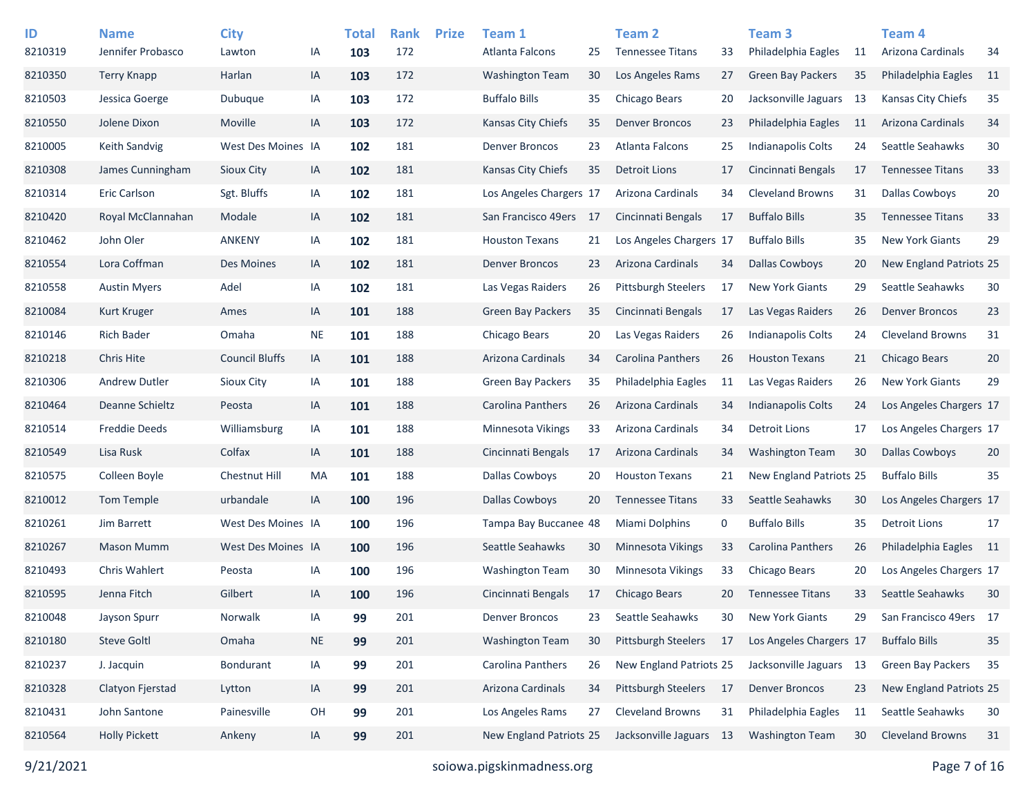| ID | Name | City | | Total | Rank | Prize | Team 1 | | Team 2 | | Team 3 | | Team 4 | |
|---|---|---|---|---|---|---|---|---|---|---|---|---|---|---|
| 8210319 | Jennifer Probasco | Lawton | IA | **103** | 172 | | Atlanta Falcons | 25 | Tennessee Titans | 33 | Philadelphia Eagles | 11 | Arizona Cardinals | 34 |
| 8210350 | Terry Knapp | Harlan | IA | **103** | 172 | | Washington Team | 30 | Los Angeles Rams | 27 | Green Bay Packers | 35 | Philadelphia Eagles | 11 |
| 8210503 | Jessica Goerge | Dubuque | IA | **103** | 172 | | Buffalo Bills | 35 | Chicago Bears | 20 | Jacksonville Jaguars | 13 | Kansas City Chiefs | 35 |
| 8210550 | Jolene Dixon | Moville | IA | **103** | 172 | | Kansas City Chiefs | 35 | Denver Broncos | 23 | Philadelphia Eagles | 11 | Arizona Cardinals | 34 |
| 8210005 | Keith Sandvig | West Des Moines | IA | **102** | 181 | | Denver Broncos | 23 | Atlanta Falcons | 25 | Indianapolis Colts | 24 | Seattle Seahawks | 30 |
| 8210308 | James Cunningham | Sioux City | IA | **102** | 181 | | Kansas City Chiefs | 35 | Detroit Lions | 17 | Cincinnati Bengals | 17 | Tennessee Titans | 33 |
| 8210314 | Eric Carlson | Sgt. Bluffs | IA | **102** | 181 | | Los Angeles Chargers | 17 | Arizona Cardinals | 34 | Cleveland Browns | 31 | Dallas Cowboys | 20 |
| 8210420 | Royal McClannahan | Modale | IA | **102** | 181 | | San Francisco 49ers | 17 | Cincinnati Bengals | 17 | Buffalo Bills | 35 | Tennessee Titans | 33 |
| 8210462 | John Oler | ANKENY | IA | **102** | 181 | | Houston Texans | 21 | Los Angeles Chargers | 17 | Buffalo Bills | 35 | New York Giants | 29 |
| 8210554 | Lora Coffman | Des Moines | IA | **102** | 181 | | Denver Broncos | 23 | Arizona Cardinals | 34 | Dallas Cowboys | 20 | New England Patriots | 25 |
| 8210558 | Austin Myers | Adel | IA | **102** | 181 | | Las Vegas Raiders | 26 | Pittsburgh Steelers | 17 | New York Giants | 29 | Seattle Seahawks | 30 |
| 8210084 | Kurt Kruger | Ames | IA | **101** | 188 | | Green Bay Packers | 35 | Cincinnati Bengals | 17 | Las Vegas Raiders | 26 | Denver Broncos | 23 |
| 8210146 | Rich Bader | Omaha | NE | **101** | 188 | | Chicago Bears | 20 | Las Vegas Raiders | 26 | Indianapolis Colts | 24 | Cleveland Browns | 31 |
| 8210218 | Chris Hite | Council Bluffs | IA | **101** | 188 | | Arizona Cardinals | 34 | Carolina Panthers | 26 | Houston Texans | 21 | Chicago Bears | 20 |
| 8210306 | Andrew Dutler | Sioux City | IA | **101** | 188 | | Green Bay Packers | 35 | Philadelphia Eagles | 11 | Las Vegas Raiders | 26 | New York Giants | 29 |
| 8210464 | Deanne Schieltz | Peosta | IA | **101** | 188 | | Carolina Panthers | 26 | Arizona Cardinals | 34 | Indianapolis Colts | 24 | Los Angeles Chargers | 17 |
| 8210514 | Freddie Deeds | Williamsburg | IA | **101** | 188 | | Minnesota Vikings | 33 | Arizona Cardinals | 34 | Detroit Lions | 17 | Los Angeles Chargers | 17 |
| 8210549 | Lisa Rusk | Colfax | IA | **101** | 188 | | Cincinnati Bengals | 17 | Arizona Cardinals | 34 | Washington Team | 30 | Dallas Cowboys | 20 |
| 8210575 | Colleen Boyle | Chestnut Hill | MA | **101** | 188 | | Dallas Cowboys | 20 | Houston Texans | 21 | New England Patriots | 25 | Buffalo Bills | 35 |
| 8210012 | Tom Temple | urbandale | IA | **100** | 196 | | Dallas Cowboys | 20 | Tennessee Titans | 33 | Seattle Seahawks | 30 | Los Angeles Chargers | 17 |
| 8210261 | Jim Barrett | West Des Moines | IA | **100** | 196 | | Tampa Bay Buccanee | 48 | Miami Dolphins | 0 | Buffalo Bills | 35 | Detroit Lions | 17 |
| 8210267 | Mason Mumm | West Des Moines | IA | **100** | 196 | | Seattle Seahawks | 30 | Minnesota Vikings | 33 | Carolina Panthers | 26 | Philadelphia Eagles | 11 |
| 8210493 | Chris Wahlert | Peosta | IA | **100** | 196 | | Washington Team | 30 | Minnesota Vikings | 33 | Chicago Bears | 20 | Los Angeles Chargers | 17 |
| 8210595 | Jenna Fitch | Gilbert | IA | **100** | 196 | | Cincinnati Bengals | 17 | Chicago Bears | 20 | Tennessee Titans | 33 | Seattle Seahawks | 30 |
| 8210048 | Jayson Spurr | Norwalk | IA | **99** | 201 | | Denver Broncos | 23 | Seattle Seahawks | 30 | New York Giants | 29 | San Francisco 49ers | 17 |
| 8210180 | Steve Goltl | Omaha | NE | **99** | 201 | | Washington Team | 30 | Pittsburgh Steelers | 17 | Los Angeles Chargers | 17 | Buffalo Bills | 35 |
| 8210237 | J. Jacquin | Bondurant | IA | **99** | 201 | | Carolina Panthers | 26 | New England Patriots | 25 | Jacksonville Jaguars | 13 | Green Bay Packers | 35 |
| 8210328 | Clatyon Fjerstad | Lytton | IA | **99** | 201 | | Arizona Cardinals | 34 | Pittsburgh Steelers | 17 | Denver Broncos | 23 | New England Patriots | 25 |
| 8210431 | John Santone | Painesville | OH | **99** | 201 | | Los Angeles Rams | 27 | Cleveland Browns | 31 | Philadelphia Eagles | 11 | Seattle Seahawks | 30 |
| 8210564 | Holly Pickett | Ankeny | IA | **99** | 201 | | New England Patriots | 25 | Jacksonville Jaguars | 13 | Washington Team | 30 | Cleveland Browns | 31 |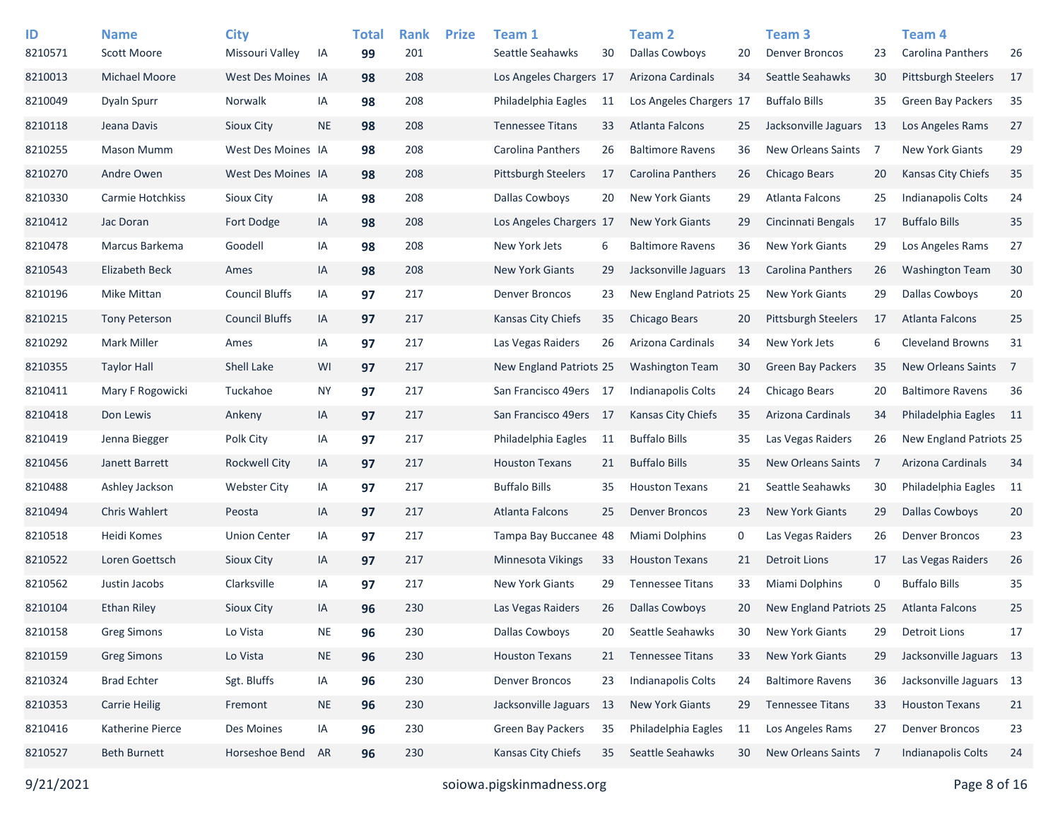| ID | Name | City | | Total | Rank | Prize | Team 1 | | Team 2 | | Team 3 | | Team 4 | |
|---|---|---|---|---|---|---|---|---|---|---|---|---|---|---|
| 8210571 | Scott Moore | Missouri Valley | IA | **99** | 201 | | Seattle Seahawks | 30 | Dallas Cowboys | 20 | Denver Broncos | 23 | Carolina Panthers | 26 |
| 8210013 | Michael Moore | West Des Moines | IA | **98** | 208 | | Los Angeles Chargers | 17 | Arizona Cardinals | 34 | Seattle Seahawks | 30 | Pittsburgh Steelers | 17 |
| 8210049 | Dyaln Spurr | Norwalk | IA | **98** | 208 | | Philadelphia Eagles | 11 | Los Angeles Chargers | 17 | Buffalo Bills | 35 | Green Bay Packers | 35 |
| 8210118 | Jeana Davis | Sioux City | NE | **98** | 208 | | Tennessee Titans | 33 | Atlanta Falcons | 25 | Jacksonville Jaguars | 13 | Los Angeles Rams | 27 |
| 8210255 | Mason Mumm | West Des Moines | IA | **98** | 208 | | Carolina Panthers | 26 | Baltimore Ravens | 36 | New Orleans Saints | 7 | New York Giants | 29 |
| 8210270 | Andre Owen | West Des Moines | IA | **98** | 208 | | Pittsburgh Steelers | 17 | Carolina Panthers | 26 | Chicago Bears | 20 | Kansas City Chiefs | 35 |
| 8210330 | Carmie Hotchkiss | Sioux City | IA | **98** | 208 | | Dallas Cowboys | 20 | New York Giants | 29 | Atlanta Falcons | 25 | Indianapolis Colts | 24 |
| 8210412 | Jac Doran | Fort Dodge | IA | **98** | 208 | | Los Angeles Chargers | 17 | New York Giants | 29 | Cincinnati Bengals | 17 | Buffalo Bills | 35 |
| 8210478 | Marcus Barkema | Goodell | IA | **98** | 208 | | New York Jets | 6 | Baltimore Ravens | 36 | New York Giants | 29 | Los Angeles Rams | 27 |
| 8210543 | Elizabeth Beck | Ames | IA | **98** | 208 | | New York Giants | 29 | Jacksonville Jaguars | 13 | Carolina Panthers | 26 | Washington Team | 30 |
| 8210196 | Mike Mittan | Council Bluffs | IA | **97** | 217 | | Denver Broncos | 23 | New England Patriots | 25 | New York Giants | 29 | Dallas Cowboys | 20 |
| 8210215 | Tony Peterson | Council Bluffs | IA | **97** | 217 | | Kansas City Chiefs | 35 | Chicago Bears | 20 | Pittsburgh Steelers | 17 | Atlanta Falcons | 25 |
| 8210292 | Mark Miller | Ames | IA | **97** | 217 | | Las Vegas Raiders | 26 | Arizona Cardinals | 34 | New York Jets | 6 | Cleveland Browns | 31 |
| 8210355 | Taylor Hall | Shell Lake | WI | **97** | 217 | | New England Patriots | 25 | Washington Team | 30 | Green Bay Packers | 35 | New Orleans Saints | 7 |
| 8210411 | Mary F Rogowicki | Tuckahoe | NY | **97** | 217 | | San Francisco 49ers | 17 | Indianapolis Colts | 24 | Chicago Bears | 20 | Baltimore Ravens | 36 |
| 8210418 | Don Lewis | Ankeny | IA | **97** | 217 | | San Francisco 49ers | 17 | Kansas City Chiefs | 35 | Arizona Cardinals | 34 | Philadelphia Eagles | 11 |
| 8210419 | Jenna Biegger | Polk City | IA | **97** | 217 | | Philadelphia Eagles | 11 | Buffalo Bills | 35 | Las Vegas Raiders | 26 | New England Patriots | 25 |
| 8210456 | Janett Barrett | Rockwell City | IA | **97** | 217 | | Houston Texans | 21 | Buffalo Bills | 35 | New Orleans Saints | 7 | Arizona Cardinals | 34 |
| 8210488 | Ashley Jackson | Webster City | IA | **97** | 217 | | Buffalo Bills | 35 | Houston Texans | 21 | Seattle Seahawks | 30 | Philadelphia Eagles | 11 |
| 8210494 | Chris Wahlert | Peosta | IA | **97** | 217 | | Atlanta Falcons | 25 | Denver Broncos | 23 | New York Giants | 29 | Dallas Cowboys | 20 |
| 8210518 | Heidi Komes | Union Center | IA | **97** | 217 | | Tampa Bay Buccanee | 48 | Miami Dolphins | 0 | Las Vegas Raiders | 26 | Denver Broncos | 23 |
| 8210522 | Loren Goettsch | Sioux City | IA | **97** | 217 | | Minnesota Vikings | 33 | Houston Texans | 21 | Detroit Lions | 17 | Las Vegas Raiders | 26 |
| 8210562 | Justin Jacobs | Clarksville | IA | **97** | 217 | | New York Giants | 29 | Tennessee Titans | 33 | Miami Dolphins | 0 | Buffalo Bills | 35 |
| 8210104 | Ethan Riley | Sioux City | IA | **96** | 230 | | Las Vegas Raiders | 26 | Dallas Cowboys | 20 | New England Patriots | 25 | Atlanta Falcons | 25 |
| 8210158 | Greg Simons | Lo Vista | NE | **96** | 230 | | Dallas Cowboys | 20 | Seattle Seahawks | 30 | New York Giants | 29 | Detroit Lions | 17 |
| 8210159 | Greg Simons | Lo Vista | NE | **96** | 230 | | Houston Texans | 21 | Tennessee Titans | 33 | New York Giants | 29 | Jacksonville Jaguars | 13 |
| 8210324 | Brad Echter | Sgt. Bluffs | IA | **96** | 230 | | Denver Broncos | 23 | Indianapolis Colts | 24 | Baltimore Ravens | 36 | Jacksonville Jaguars | 13 |
| 8210353 | Carrie Heilig | Fremont | NE | **96** | 230 | | Jacksonville Jaguars | 13 | New York Giants | 29 | Tennessee Titans | 33 | Houston Texans | 21 |
| 8210416 | Katherine Pierce | Des Moines | IA | **96** | 230 | | Green Bay Packers | 35 | Philadelphia Eagles | 11 | Los Angeles Rams | 27 | Denver Broncos | 23 |
| 8210527 | Beth Burnett | Horseshoe Bend | AR | **96** | 230 | | Kansas City Chiefs | 35 | Seattle Seahawks | 30 | New Orleans Saints | 7 | Indianapolis Colts | 24 |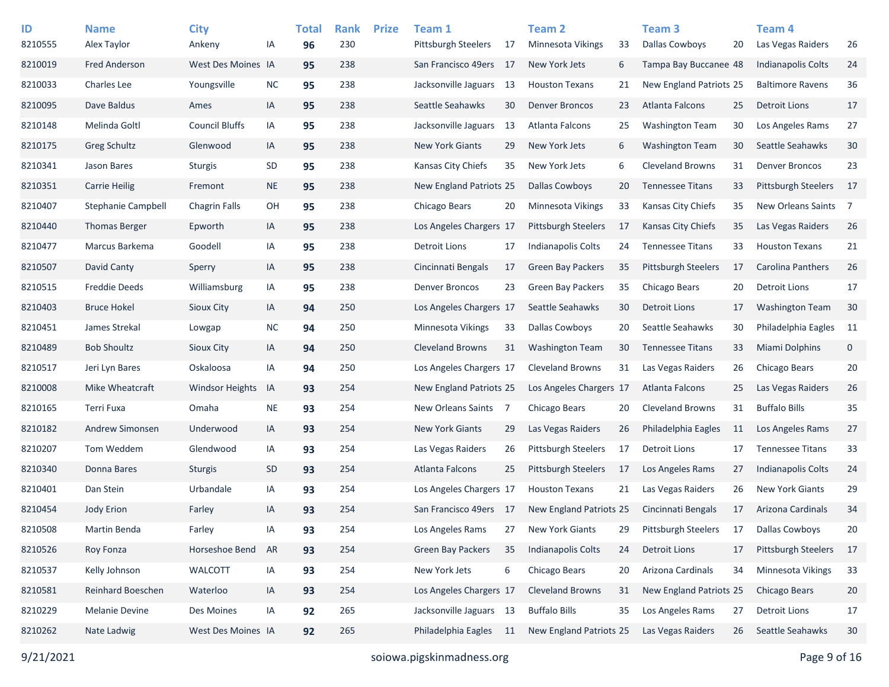| ID | Name | City | | Total | Rank | Prize | Team 1 | | Team 2 | | Team 3 | | Team 4 | |
|---|---|---|---|---|---|---|---|---|---|---|---|---|---|---|
| 8210555 | Alex Taylor | Ankeny | IA | **96** | 230 | | Pittsburgh Steelers | 17 | Minnesota Vikings | 33 | Dallas Cowboys | 20 | Las Vegas Raiders | 26 |
| 8210019 | Fred Anderson | West Des Moines | IA | **95** | 238 | | San Francisco 49ers | 17 | New York Jets | 6 | Tampa Bay Buccanee | 48 | Indianapolis Colts | 24 |
| 8210033 | Charles Lee | Youngsville | NC | **95** | 238 | | Jacksonville Jaguars | 13 | Houston Texans | 21 | New England Patriots | 25 | Baltimore Ravens | 36 |
| 8210095 | Dave Baldus | Ames | IA | **95** | 238 | | Seattle Seahawks | 30 | Denver Broncos | 23 | Atlanta Falcons | 25 | Detroit Lions | 17 |
| 8210148 | Melinda Goltl | Council Bluffs | IA | **95** | 238 | | Jacksonville Jaguars | 13 | Atlanta Falcons | 25 | Washington Team | 30 | Los Angeles Rams | 27 |
| 8210175 | Greg Schultz | Glenwood | IA | **95** | 238 | | New York Giants | 29 | New York Jets | 6 | Washington Team | 30 | Seattle Seahawks | 30 |
| 8210341 | Jason Bares | Sturgis | SD | **95** | 238 | | Kansas City Chiefs | 35 | New York Jets | 6 | Cleveland Browns | 31 | Denver Broncos | 23 |
| 8210351 | Carrie Heilig | Fremont | NE | **95** | 238 | | New England Patriots | 25 | Dallas Cowboys | 20 | Tennessee Titans | 33 | Pittsburgh Steelers | 17 |
| 8210407 | Stephanie Campbell | Chagrin Falls | OH | **95** | 238 | | Chicago Bears | 20 | Minnesota Vikings | 33 | Kansas City Chiefs | 35 | New Orleans Saints | 7 |
| 8210440 | Thomas Berger | Epworth | IA | **95** | 238 | | Los Angeles Chargers | 17 | Pittsburgh Steelers | 17 | Kansas City Chiefs | 35 | Las Vegas Raiders | 26 |
| 8210477 | Marcus Barkema | Goodell | IA | **95** | 238 | | Detroit Lions | 17 | Indianapolis Colts | 24 | Tennessee Titans | 33 | Houston Texans | 21 |
| 8210507 | David Canty | Sperry | IA | **95** | 238 | | Cincinnati Bengals | 17 | Green Bay Packers | 35 | Pittsburgh Steelers | 17 | Carolina Panthers | 26 |
| 8210515 | Freddie Deeds | Williamsburg | IA | **95** | 238 | | Denver Broncos | 23 | Green Bay Packers | 35 | Chicago Bears | 20 | Detroit Lions | 17 |
| 8210403 | Bruce Hokel | Sioux City | IA | **94** | 250 | | Los Angeles Chargers | 17 | Seattle Seahawks | 30 | Detroit Lions | 17 | Washington Team | 30 |
| 8210451 | James Strekal | Lowgap | NC | **94** | 250 | | Minnesota Vikings | 33 | Dallas Cowboys | 20 | Seattle Seahawks | 30 | Philadelphia Eagles | 11 |
| 8210489 | Bob Shoultz | Sioux City | IA | **94** | 250 | | Cleveland Browns | 31 | Washington Team | 30 | Tennessee Titans | 33 | Miami Dolphins | 0 |
| 8210517 | Jeri Lyn Bares | Oskaloosa | IA | **94** | 250 | | Los Angeles Chargers | 17 | Cleveland Browns | 31 | Las Vegas Raiders | 26 | Chicago Bears | 20 |
| 8210008 | Mike Wheatcraft | Windsor Heights | IA | **93** | 254 | | New England Patriots | 25 | Los Angeles Chargers | 17 | Atlanta Falcons | 25 | Las Vegas Raiders | 26 |
| 8210165 | Terri Fuxa | Omaha | NE | **93** | 254 | | New Orleans Saints | 7 | Chicago Bears | 20 | Cleveland Browns | 31 | Buffalo Bills | 35 |
| 8210182 | Andrew Simonsen | Underwood | IA | **93** | 254 | | New York Giants | 29 | Las Vegas Raiders | 26 | Philadelphia Eagles | 11 | Los Angeles Rams | 27 |
| 8210207 | Tom Weddem | Glendwood | IA | **93** | 254 | | Las Vegas Raiders | 26 | Pittsburgh Steelers | 17 | Detroit Lions | 17 | Tennessee Titans | 33 |
| 8210340 | Donna Bares | Sturgis | SD | **93** | 254 | | Atlanta Falcons | 25 | Pittsburgh Steelers | 17 | Los Angeles Rams | 27 | Indianapolis Colts | 24 |
| 8210401 | Dan Stein | Urbandale | IA | **93** | 254 | | Los Angeles Chargers | 17 | Houston Texans | 21 | Las Vegas Raiders | 26 | New York Giants | 29 |
| 8210454 | Jody Erion | Farley | IA | **93** | 254 | | San Francisco 49ers | 17 | New England Patriots | 25 | Cincinnati Bengals | 17 | Arizona Cardinals | 34 |
| 8210508 | Martin Benda | Farley | IA | **93** | 254 | | Los Angeles Rams | 27 | New York Giants | 29 | Pittsburgh Steelers | 17 | Dallas Cowboys | 20 |
| 8210526 | Roy Fonza | Horseshoe Bend | AR | **93** | 254 | | Green Bay Packers | 35 | Indianapolis Colts | 24 | Detroit Lions | 17 | Pittsburgh Steelers | 17 |
| 8210537 | Kelly Johnson | WALCOTT | IA | **93** | 254 | | New York Jets | 6 | Chicago Bears | 20 | Arizona Cardinals | 34 | Minnesota Vikings | 33 |
| 8210581 | Reinhard Boeschen | Waterloo | IA | **93** | 254 | | Los Angeles Chargers | 17 | Cleveland Browns | 31 | New England Patriots | 25 | Chicago Bears | 20 |
| 8210229 | Melanie Devine | Des Moines | IA | **92** | 265 | | Jacksonville Jaguars | 13 | Buffalo Bills | 35 | Los Angeles Rams | 27 | Detroit Lions | 17 |
| 8210262 | Nate Ladwig | West Des Moines | IA | **92** | 265 | | Philadelphia Eagles | 11 | New England Patriots | 25 | Las Vegas Raiders | 26 | Seattle Seahawks | 30 |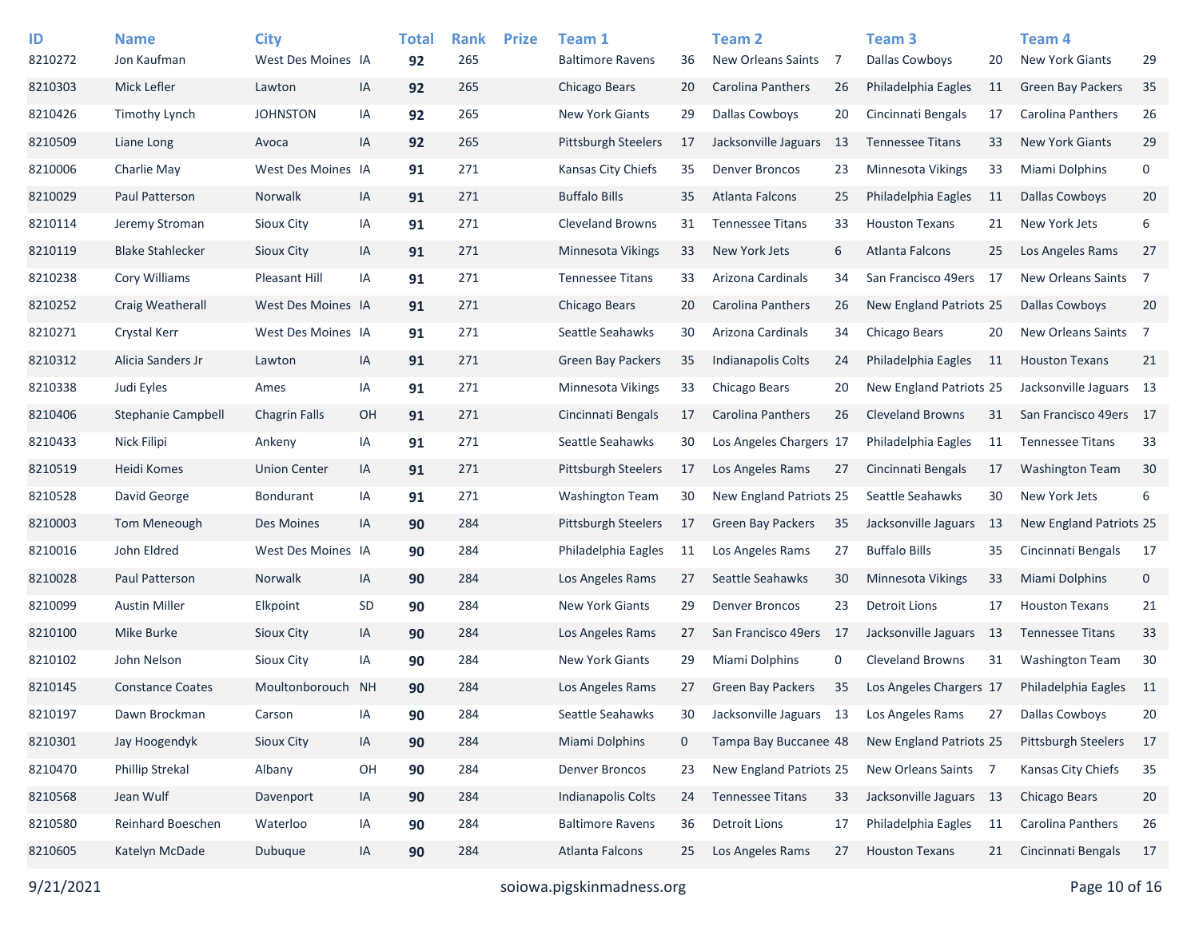| ID | Name | City | | Total | Rank | Prize | Team 1 | | Team 2 | | Team 3 | | Team 4 | |
|---|---|---|---|---|---|---|---|---|---|---|---|---|---|---|
| 8210272 | Jon Kaufman | West Des Moines | IA | **92** | 265 | | Baltimore Ravens | 36 | New Orleans Saints | 7 | Dallas Cowboys | 20 | New York Giants | 29 |
| 8210303 | Mick Lefler | Lawton | IA | **92** | 265 | | Chicago Bears | 20 | Carolina Panthers | 26 | Philadelphia Eagles | 11 | Green Bay Packers | 35 |
| 8210426 | Timothy Lynch | JOHNSTON | IA | **92** | 265 | | New York Giants | 29 | Dallas Cowboys | 20 | Cincinnati Bengals | 17 | Carolina Panthers | 26 |
| 8210509 | Liane Long | Avoca | IA | **92** | 265 | | Pittsburgh Steelers | 17 | Jacksonville Jaguars | 13 | Tennessee Titans | 33 | New York Giants | 29 |
| 8210006 | Charlie May | West Des Moines | IA | **91** | 271 | | Kansas City Chiefs | 35 | Denver Broncos | 23 | Minnesota Vikings | 33 | Miami Dolphins | 0 |
| 8210029 | Paul Patterson | Norwalk | IA | **91** | 271 | | Buffalo Bills | 35 | Atlanta Falcons | 25 | Philadelphia Eagles | 11 | Dallas Cowboys | 20 |
| 8210114 | Jeremy Stroman | Sioux City | IA | **91** | 271 | | Cleveland Browns | 31 | Tennessee Titans | 33 | Houston Texans | 21 | New York Jets | 6 |
| 8210119 | Blake Stahlecker | Sioux City | IA | **91** | 271 | | Minnesota Vikings | 33 | New York Jets | 6 | Atlanta Falcons | 25 | Los Angeles Rams | 27 |
| 8210238 | Cory Williams | Pleasant Hill | IA | **91** | 271 | | Tennessee Titans | 33 | Arizona Cardinals | 34 | San Francisco 49ers | 17 | New Orleans Saints | 7 |
| 8210252 | Craig Weatherall | West Des Moines | IA | **91** | 271 | | Chicago Bears | 20 | Carolina Panthers | 26 | New England Patriots | 25 | Dallas Cowboys | 20 |
| 8210271 | Crystal Kerr | West Des Moines | IA | **91** | 271 | | Seattle Seahawks | 30 | Arizona Cardinals | 34 | Chicago Bears | 20 | New Orleans Saints | 7 |
| 8210312 | Alicia Sanders Jr | Lawton | IA | **91** | 271 | | Green Bay Packers | 35 | Indianapolis Colts | 24 | Philadelphia Eagles | 11 | Houston Texans | 21 |
| 8210338 | Judi Eyles | Ames | IA | **91** | 271 | | Minnesota Vikings | 33 | Chicago Bears | 20 | New England Patriots | 25 | Jacksonville Jaguars | 13 |
| 8210406 | Stephanie Campbell | Chagrin Falls | OH | **91** | 271 | | Cincinnati Bengals | 17 | Carolina Panthers | 26 | Cleveland Browns | 31 | San Francisco 49ers | 17 |
| 8210433 | Nick Filipi | Ankeny | IA | **91** | 271 | | Seattle Seahawks | 30 | Los Angeles Chargers | 17 | Philadelphia Eagles | 11 | Tennessee Titans | 33 |
| 8210519 | Heidi Komes | Union Center | IA | **91** | 271 | | Pittsburgh Steelers | 17 | Los Angeles Rams | 27 | Cincinnati Bengals | 17 | Washington Team | 30 |
| 8210528 | David George | Bondurant | IA | **91** | 271 | | Washington Team | 30 | New England Patriots | 25 | Seattle Seahawks | 30 | New York Jets | 6 |
| 8210003 | Tom Meneough | Des Moines | IA | **90** | 284 | | Pittsburgh Steelers | 17 | Green Bay Packers | 35 | Jacksonville Jaguars | 13 | New England Patriots | 25 |
| 8210016 | John Eldred | West Des Moines | IA | **90** | 284 | | Philadelphia Eagles | 11 | Los Angeles Rams | 27 | Buffalo Bills | 35 | Cincinnati Bengals | 17 |
| 8210028 | Paul Patterson | Norwalk | IA | **90** | 284 | | Los Angeles Rams | 27 | Seattle Seahawks | 30 | Minnesota Vikings | 33 | Miami Dolphins | 0 |
| 8210099 | Austin Miller | Elkpoint | SD | **90** | 284 | | New York Giants | 29 | Denver Broncos | 23 | Detroit Lions | 17 | Houston Texans | 21 |
| 8210100 | Mike Burke | Sioux City | IA | **90** | 284 | | Los Angeles Rams | 27 | San Francisco 49ers | 17 | Jacksonville Jaguars | 13 | Tennessee Titans | 33 |
| 8210102 | John Nelson | Sioux City | IA | **90** | 284 | | New York Giants | 29 | Miami Dolphins | 0 | Cleveland Browns | 31 | Washington Team | 30 |
| 8210145 | Constance Coates | Moultonborough | NH | **90** | 284 | | Los Angeles Rams | 27 | Green Bay Packers | 35 | Los Angeles Chargers | 17 | Philadelphia Eagles | 11 |
| 8210197 | Dawn Brockman | Carson | IA | **90** | 284 | | Seattle Seahawks | 30 | Jacksonville Jaguars | 13 | Los Angeles Rams | 27 | Dallas Cowboys | 20 |
| 8210301 | Jay Hoogendyk | Sioux City | IA | **90** | 284 | | Miami Dolphins | 0 | Tampa Bay Buccanee | 48 | New England Patriots | 25 | Pittsburgh Steelers | 17 |
| 8210470 | Phillip Strekal | Albany | OH | **90** | 284 | | Denver Broncos | 23 | New England Patriots | 25 | New Orleans Saints | 7 | Kansas City Chiefs | 35 |
| 8210568 | Jean Wulf | Davenport | IA | **90** | 284 | | Indianapolis Colts | 24 | Tennessee Titans | 33 | Jacksonville Jaguars | 13 | Chicago Bears | 20 |
| 8210580 | Reinhard Boeschen | Waterloo | IA | **90** | 284 | | Baltimore Ravens | 36 | Detroit Lions | 17 | Philadelphia Eagles | 11 | Carolina Panthers | 26 |
| 8210605 | Katelyn McDade | Dubuque | IA | **90** | 284 | | Atlanta Falcons | 25 | Los Angeles Rams | 27 | Houston Texans | 21 | Cincinnati Bengals | 17 |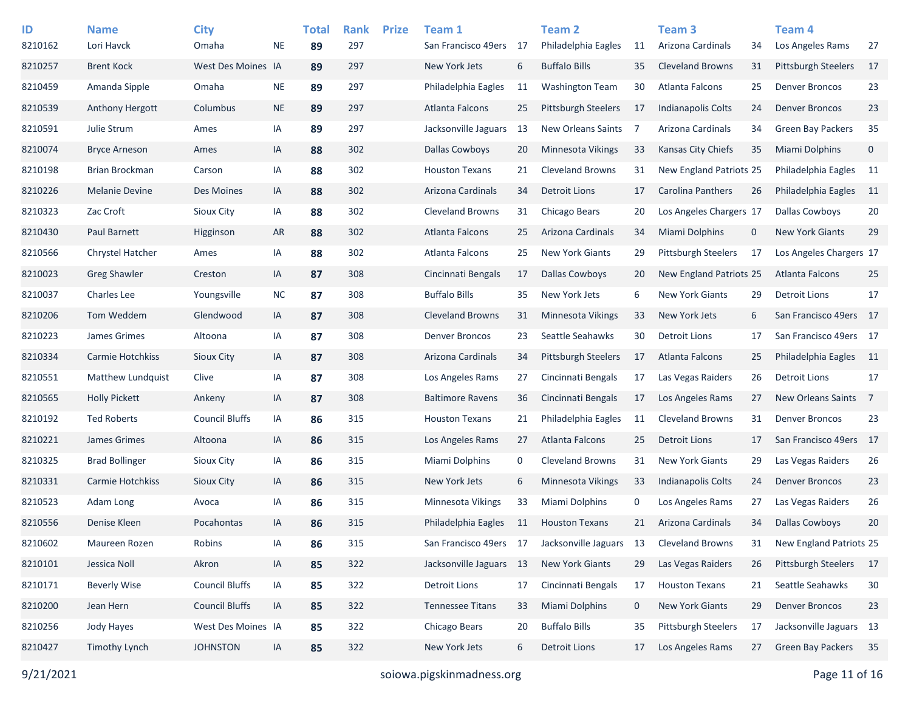| ID | Name | City | | Total | Rank | Prize | Team 1 | | Team 2 | | Team 3 | | Team 4 | |
|---|---|---|---|---|---|---|---|---|---|---|---|---|---|---|
| 8210162 | Lori Havck | Omaha | NE | **89** | 297 | | San Francisco 49ers | 17 | Philadelphia Eagles | 11 | Arizona Cardinals | 34 | Los Angeles Rams | 27 |
| 8210257 | Brent Kock | West Des Moines | IA | **89** | 297 | | New York Jets | 6 | Buffalo Bills | 35 | Cleveland Browns | 31 | Pittsburgh Steelers | 17 |
| 8210459 | Amanda Sipple | Omaha | NE | **89** | 297 | | Philadelphia Eagles | 11 | Washington Team | 30 | Atlanta Falcons | 25 | Denver Broncos | 23 |
| 8210539 | Anthony Hergott | Columbus | NE | **89** | 297 | | Atlanta Falcons | 25 | Pittsburgh Steelers | 17 | Indianapolis Colts | 24 | Denver Broncos | 23 |
| 8210591 | Julie Strum | Ames | IA | **89** | 297 | | Jacksonville Jaguars | 13 | New Orleans Saints | 7 | Arizona Cardinals | 34 | Green Bay Packers | 35 |
| 8210074 | Bryce Arneson | Ames | IA | **88** | 302 | | Dallas Cowboys | 20 | Minnesota Vikings | 33 | Kansas City Chiefs | 35 | Miami Dolphins | 0 |
| 8210198 | Brian Brockman | Carson | IA | **88** | 302 | | Houston Texans | 21 | Cleveland Browns | 31 | New England Patriots | 25 | Philadelphia Eagles | 11 |
| 8210226 | Melanie Devine | Des Moines | IA | **88** | 302 | | Arizona Cardinals | 34 | Detroit Lions | 17 | Carolina Panthers | 26 | Philadelphia Eagles | 11 |
| 8210323 | Zac Croft | Sioux City | IA | **88** | 302 | | Cleveland Browns | 31 | Chicago Bears | 20 | Los Angeles Chargers | 17 | Dallas Cowboys | 20 |
| 8210430 | Paul Barnett | Higginson | AR | **88** | 302 | | Atlanta Falcons | 25 | Arizona Cardinals | 34 | Miami Dolphins | 0 | New York Giants | 29 |
| 8210566 | Chrystel Hatcher | Ames | IA | **88** | 302 | | Atlanta Falcons | 25 | New York Giants | 29 | Pittsburgh Steelers | 17 | Los Angeles Chargers | 17 |
| 8210023 | Greg Shawler | Creston | IA | **87** | 308 | | Cincinnati Bengals | 17 | Dallas Cowboys | 20 | New England Patriots | 25 | Atlanta Falcons | 25 |
| 8210037 | Charles Lee | Youngsville | NC | **87** | 308 | | Buffalo Bills | 35 | New York Jets | 6 | New York Giants | 29 | Detroit Lions | 17 |
| 8210206 | Tom Weddem | Glendwood | IA | **87** | 308 | | Cleveland Browns | 31 | Minnesota Vikings | 33 | New York Jets | 6 | San Francisco 49ers | 17 |
| 8210223 | James Grimes | Altoona | IA | **87** | 308 | | Denver Broncos | 23 | Seattle Seahawks | 30 | Detroit Lions | 17 | San Francisco 49ers | 17 |
| 8210334 | Carmie Hotchkiss | Sioux City | IA | **87** | 308 | | Arizona Cardinals | 34 | Pittsburgh Steelers | 17 | Atlanta Falcons | 25 | Philadelphia Eagles | 11 |
| 8210551 | Matthew Lundquist | Clive | IA | **87** | 308 | | Los Angeles Rams | 27 | Cincinnati Bengals | 17 | Las Vegas Raiders | 26 | Detroit Lions | 17 |
| 8210565 | Holly Pickett | Ankeny | IA | **87** | 308 | | Baltimore Ravens | 36 | Cincinnati Bengals | 17 | Los Angeles Rams | 27 | New Orleans Saints | 7 |
| 8210192 | Ted Roberts | Council Bluffs | IA | **86** | 315 | | Houston Texans | 21 | Philadelphia Eagles | 11 | Cleveland Browns | 31 | Denver Broncos | 23 |
| 8210221 | James Grimes | Altoona | IA | **86** | 315 | | Los Angeles Rams | 27 | Atlanta Falcons | 25 | Detroit Lions | 17 | San Francisco 49ers | 17 |
| 8210325 | Brad Bollinger | Sioux City | IA | **86** | 315 | | Miami Dolphins | 0 | Cleveland Browns | 31 | New York Giants | 29 | Las Vegas Raiders | 26 |
| 8210331 | Carmie Hotchkiss | Sioux City | IA | **86** | 315 | | New York Jets | 6 | Minnesota Vikings | 33 | Indianapolis Colts | 24 | Denver Broncos | 23 |
| 8210523 | Adam Long | Avoca | IA | **86** | 315 | | Minnesota Vikings | 33 | Miami Dolphins | 0 | Los Angeles Rams | 27 | Las Vegas Raiders | 26 |
| 8210556 | Denise Kleen | Pocahontas | IA | **86** | 315 | | Philadelphia Eagles | 11 | Houston Texans | 21 | Arizona Cardinals | 34 | Dallas Cowboys | 20 |
| 8210602 | Maureen Rozen | Robins | IA | **86** | 315 | | San Francisco 49ers | 17 | Jacksonville Jaguars | 13 | Cleveland Browns | 31 | New England Patriots | 25 |
| 8210101 | Jessica Noll | Akron | IA | **85** | 322 | | Jacksonville Jaguars | 13 | New York Giants | 29 | Las Vegas Raiders | 26 | Pittsburgh Steelers | 17 |
| 8210171 | Beverly Wise | Council Bluffs | IA | **85** | 322 | | Detroit Lions | 17 | Cincinnati Bengals | 17 | Houston Texans | 21 | Seattle Seahawks | 30 |
| 8210200 | Jean Hern | Council Bluffs | IA | **85** | 322 | | Tennessee Titans | 33 | Miami Dolphins | 0 | New York Giants | 29 | Denver Broncos | 23 |
| 8210256 | Jody Hayes | West Des Moines | IA | **85** | 322 | | Chicago Bears | 20 | Buffalo Bills | 35 | Pittsburgh Steelers | 17 | Jacksonville Jaguars | 13 |
| 8210427 | Timothy Lynch | JOHNSTON | IA | **85** | 322 | | New York Jets | 6 | Detroit Lions | 17 | Los Angeles Rams | 27 | Green Bay Packers | 35 |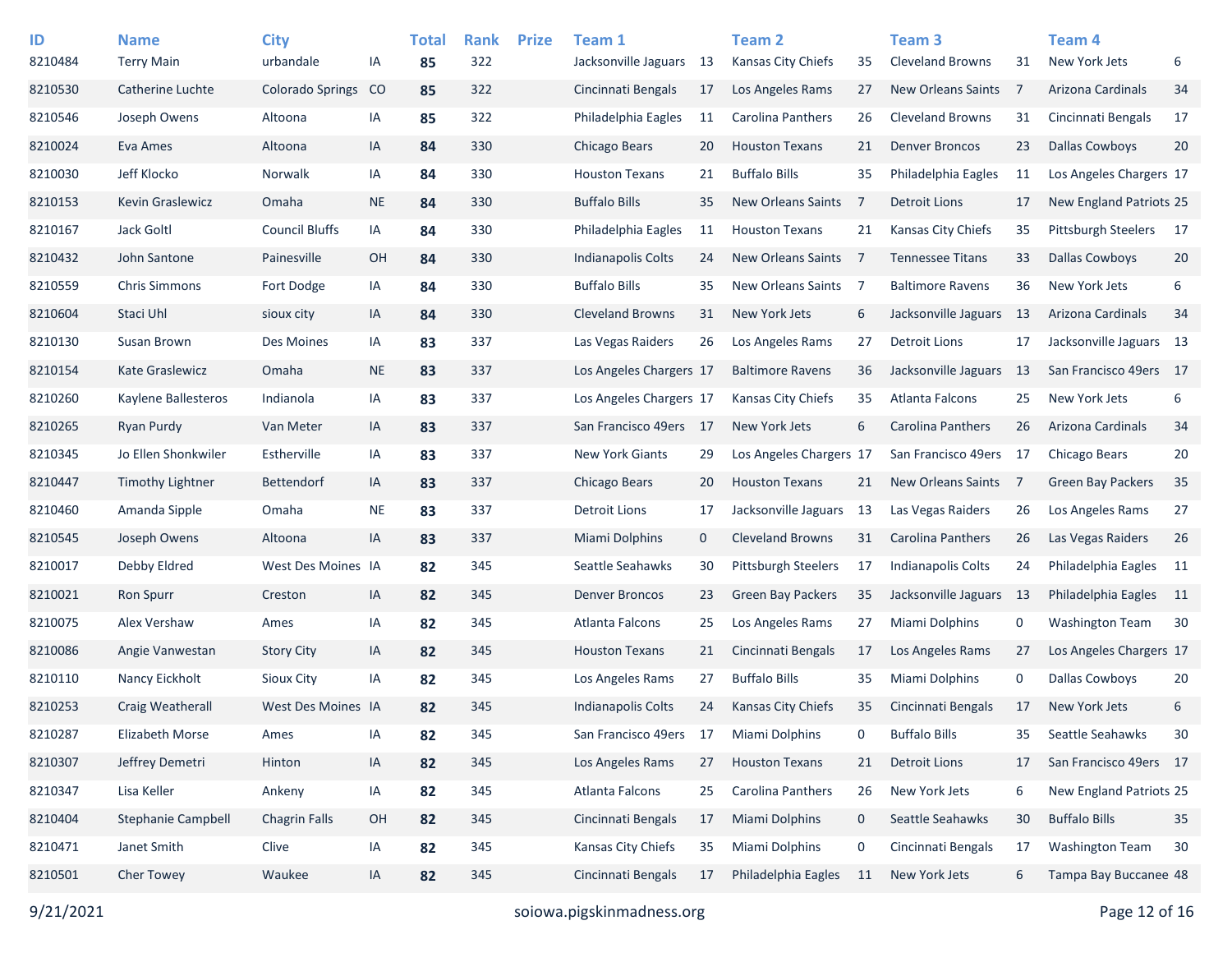| ID | Name | City | | Total | Rank | Prize | Team 1 | | Team 2 | | Team 3 | | Team 4 | |
|---|---|---|---|---|---|---|---|---|---|---|---|---|---|---|
| 8210484 | Terry Main | urbandale | IA | **85** | 322 | | Jacksonville Jaguars | 13 | Kansas City Chiefs | 35 | Cleveland Browns | 31 | New York Jets | 6 |
| 8210530 | Catherine Luchte | Colorado Springs | CO | **85** | 322 | | Cincinnati Bengals | 17 | Los Angeles Rams | 27 | New Orleans Saints | 7 | Arizona Cardinals | 34 |
| 8210546 | Joseph Owens | Altoona | IA | **85** | 322 | | Philadelphia Eagles | 11 | Carolina Panthers | 26 | Cleveland Browns | 31 | Cincinnati Bengals | 17 |
| 8210024 | Eva Ames | Altoona | IA | **84** | 330 | | Chicago Bears | 20 | Houston Texans | 21 | Denver Broncos | 23 | Dallas Cowboys | 20 |
| 8210030 | Jeff Klocko | Norwalk | IA | **84** | 330 | | Houston Texans | 21 | Buffalo Bills | 35 | Philadelphia Eagles | 11 | Los Angeles Chargers | 17 |
| 8210153 | Kevin Graslewicz | Omaha | NE | **84** | 330 | | Buffalo Bills | 35 | New Orleans Saints | 7 | Detroit Lions | 17 | New England Patriots | 25 |
| 8210167 | Jack Goltl | Council Bluffs | IA | **84** | 330 | | Philadelphia Eagles | 11 | Houston Texans | 21 | Kansas City Chiefs | 35 | Pittsburgh Steelers | 17 |
| 8210432 | John Santone | Painesville | OH | **84** | 330 | | Indianapolis Colts | 24 | New Orleans Saints | 7 | Tennessee Titans | 33 | Dallas Cowboys | 20 |
| 8210559 | Chris Simmons | Fort Dodge | IA | **84** | 330 | | Buffalo Bills | 35 | New Orleans Saints | 7 | Baltimore Ravens | 36 | New York Jets | 6 |
| 8210604 | Staci Uhl | sioux city | IA | **84** | 330 | | Cleveland Browns | 31 | New York Jets | 6 | Jacksonville Jaguars | 13 | Arizona Cardinals | 34 |
| 8210130 | Susan Brown | Des Moines | IA | **83** | 337 | | Las Vegas Raiders | 26 | Los Angeles Rams | 27 | Detroit Lions | 17 | Jacksonville Jaguars | 13 |
| 8210154 | Kate Graslewicz | Omaha | NE | **83** | 337 | | Los Angeles Chargers | 17 | Baltimore Ravens | 36 | Jacksonville Jaguars | 13 | San Francisco 49ers | 17 |
| 8210260 | Kaylene Ballesteros | Indianola | IA | **83** | 337 | | Los Angeles Chargers | 17 | Kansas City Chiefs | 35 | Atlanta Falcons | 25 | New York Jets | 6 |
| 8210265 | Ryan Purdy | Van Meter | IA | **83** | 337 | | San Francisco 49ers | 17 | New York Jets | 6 | Carolina Panthers | 26 | Arizona Cardinals | 34 |
| 8210345 | Jo Ellen Shonkwiler | Estherville | IA | **83** | 337 | | New York Giants | 29 | Los Angeles Chargers | 17 | San Francisco 49ers | 17 | Chicago Bears | 20 |
| 8210447 | Timothy Lightner | Bettendorf | IA | **83** | 337 | | Chicago Bears | 20 | Houston Texans | 21 | New Orleans Saints | 7 | Green Bay Packers | 35 |
| 8210460 | Amanda Sipple | Omaha | NE | **83** | 337 | | Detroit Lions | 17 | Jacksonville Jaguars | 13 | Las Vegas Raiders | 26 | Los Angeles Rams | 27 |
| 8210545 | Joseph Owens | Altoona | IA | **83** | 337 | | Miami Dolphins | 0 | Cleveland Browns | 31 | Carolina Panthers | 26 | Las Vegas Raiders | 26 |
| 8210017 | Debby Eldred | West Des Moines | IA | **82** | 345 | | Seattle Seahawks | 30 | Pittsburgh Steelers | 17 | Indianapolis Colts | 24 | Philadelphia Eagles | 11 |
| 8210021 | Ron Spurr | Creston | IA | **82** | 345 | | Denver Broncos | 23 | Green Bay Packers | 35 | Jacksonville Jaguars | 13 | Philadelphia Eagles | 11 |
| 8210075 | Alex Vershaw | Ames | IA | **82** | 345 | | Atlanta Falcons | 25 | Los Angeles Rams | 27 | Miami Dolphins | 0 | Washington Team | 30 |
| 8210086 | Angie Vanwestan | Story City | IA | **82** | 345 | | Houston Texans | 21 | Cincinnati Bengals | 17 | Los Angeles Rams | 27 | Los Angeles Chargers | 17 |
| 8210110 | Nancy Eickholt | Sioux City | IA | **82** | 345 | | Los Angeles Rams | 27 | Buffalo Bills | 35 | Miami Dolphins | 0 | Dallas Cowboys | 20 |
| 8210253 | Craig Weatherall | West Des Moines | IA | **82** | 345 | | Indianapolis Colts | 24 | Kansas City Chiefs | 35 | Cincinnati Bengals | 17 | New York Jets | 6 |
| 8210287 | Elizabeth Morse | Ames | IA | **82** | 345 | | San Francisco 49ers | 17 | Miami Dolphins | 0 | Buffalo Bills | 35 | Seattle Seahawks | 30 |
| 8210307 | Jeffrey Demetri | Hinton | IA | **82** | 345 | | Los Angeles Rams | 27 | Houston Texans | 21 | Detroit Lions | 17 | San Francisco 49ers | 17 |
| 8210347 | Lisa Keller | Ankeny | IA | **82** | 345 | | Atlanta Falcons | 25 | Carolina Panthers | 26 | New York Jets | 6 | New England Patriots | 25 |
| 8210404 | Stephanie Campbell | Chagrin Falls | OH | **82** | 345 | | Cincinnati Bengals | 17 | Miami Dolphins | 0 | Seattle Seahawks | 30 | Buffalo Bills | 35 |
| 8210471 | Janet Smith | Clive | IA | **82** | 345 | | Kansas City Chiefs | 35 | Miami Dolphins | 0 | Cincinnati Bengals | 17 | Washington Team | 30 |
| 8210501 | Cher Towey | Waukee | IA | **82** | 345 | | Cincinnati Bengals | 17 | Philadelphia Eagles | 11 | New York Jets | 6 | Tampa Bay Buccanee | 48 |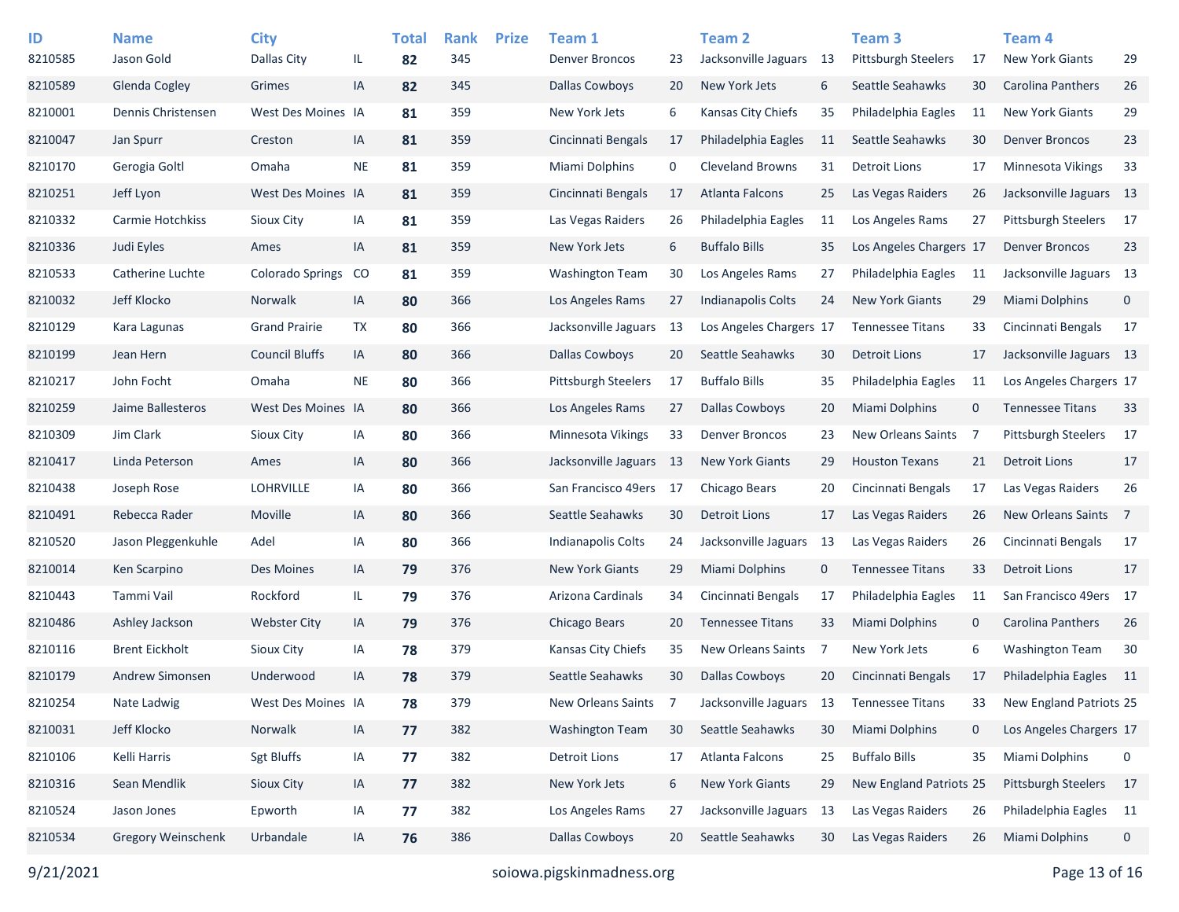| ID | Name | City | | Total | Rank | Prize | Team 1 | | Team 2 | | Team 3 | | Team 4 | |
|---|---|---|---|---|---|---|---|---|---|---|---|---|---|---|
| 8210585 | Jason Gold | Dallas City | IL | **82** | 345 | | Denver Broncos | 23 | Jacksonville Jaguars | 13 | Pittsburgh Steelers | 17 | New York Giants | 29 |
| 8210589 | Glenda Cogley | Grimes | IA | **82** | 345 | | Dallas Cowboys | 20 | New York Jets | 6 | Seattle Seahawks | 30 | Carolina Panthers | 26 |
| 8210001 | Dennis Christensen | West Des Moines | IA | **81** | 359 | | New York Jets | 6 | Kansas City Chiefs | 35 | Philadelphia Eagles | 11 | New York Giants | 29 |
| 8210047 | Jan Spurr | Creston | IA | **81** | 359 | | Cincinnati Bengals | 17 | Philadelphia Eagles | 11 | Seattle Seahawks | 30 | Denver Broncos | 23 |
| 8210170 | Gerogia Goltl | Omaha | NE | **81** | 359 | | Miami Dolphins | 0 | Cleveland Browns | 31 | Detroit Lions | 17 | Minnesota Vikings | 33 |
| 8210251 | Jeff Lyon | West Des Moines | IA | **81** | 359 | | Cincinnati Bengals | 17 | Atlanta Falcons | 25 | Las Vegas Raiders | 26 | Jacksonville Jaguars | 13 |
| 8210332 | Carmie Hotchkiss | Sioux City | IA | **81** | 359 | | Las Vegas Raiders | 26 | Philadelphia Eagles | 11 | Los Angeles Rams | 27 | Pittsburgh Steelers | 17 |
| 8210336 | Judi Eyles | Ames | IA | **81** | 359 | | New York Jets | 6 | Buffalo Bills | 35 | Los Angeles Chargers | 17 | Denver Broncos | 23 |
| 8210533 | Catherine Luchte | Colorado Springs | CO | **81** | 359 | | Washington Team | 30 | Los Angeles Rams | 27 | Philadelphia Eagles | 11 | Jacksonville Jaguars | 13 |
| 8210032 | Jeff Klocko | Norwalk | IA | **80** | 366 | | Los Angeles Rams | 27 | Indianapolis Colts | 24 | New York Giants | 29 | Miami Dolphins | 0 |
| 8210129 | Kara Lagunas | Grand Prairie | TX | **80** | 366 | | Jacksonville Jaguars | 13 | Los Angeles Chargers | 17 | Tennessee Titans | 33 | Cincinnati Bengals | 17 |
| 8210199 | Jean Hern | Council Bluffs | IA | **80** | 366 | | Dallas Cowboys | 20 | Seattle Seahawks | 30 | Detroit Lions | 17 | Jacksonville Jaguars | 13 |
| 8210217 | John Focht | Omaha | NE | **80** | 366 | | Pittsburgh Steelers | 17 | Buffalo Bills | 35 | Philadelphia Eagles | 11 | Los Angeles Chargers | 17 |
| 8210259 | Jaime Ballesteros | West Des Moines | IA | **80** | 366 | | Los Angeles Rams | 27 | Dallas Cowboys | 20 | Miami Dolphins | 0 | Tennessee Titans | 33 |
| 8210309 | Jim Clark | Sioux City | IA | **80** | 366 | | Minnesota Vikings | 33 | Denver Broncos | 23 | New Orleans Saints | 7 | Pittsburgh Steelers | 17 |
| 8210417 | Linda Peterson | Ames | IA | **80** | 366 | | Jacksonville Jaguars | 13 | New York Giants | 29 | Houston Texans | 21 | Detroit Lions | 17 |
| 8210438 | Joseph Rose | LOHRVILLE | IA | **80** | 366 | | San Francisco 49ers | 17 | Chicago Bears | 20 | Cincinnati Bengals | 17 | Las Vegas Raiders | 26 |
| 8210491 | Rebecca Rader | Moville | IA | **80** | 366 | | Seattle Seahawks | 30 | Detroit Lions | 17 | Las Vegas Raiders | 26 | New Orleans Saints | 7 |
| 8210520 | Jason Pleggenkuhle | Adel | IA | **80** | 366 | | Indianapolis Colts | 24 | Jacksonville Jaguars | 13 | Las Vegas Raiders | 26 | Cincinnati Bengals | 17 |
| 8210014 | Ken Scarpino | Des Moines | IA | **79** | 376 | | New York Giants | 29 | Miami Dolphins | 0 | Tennessee Titans | 33 | Detroit Lions | 17 |
| 8210443 | Tammi Vail | Rockford | IL | **79** | 376 | | Arizona Cardinals | 34 | Cincinnati Bengals | 17 | Philadelphia Eagles | 11 | San Francisco 49ers | 17 |
| 8210486 | Ashley Jackson | Webster City | IA | **79** | 376 | | Chicago Bears | 20 | Tennessee Titans | 33 | Miami Dolphins | 0 | Carolina Panthers | 26 |
| 8210116 | Brent Eickholt | Sioux City | IA | **78** | 379 | | Kansas City Chiefs | 35 | New Orleans Saints | 7 | New York Jets | 6 | Washington Team | 30 |
| 8210179 | Andrew Simonsen | Underwood | IA | **78** | 379 | | Seattle Seahawks | 30 | Dallas Cowboys | 20 | Cincinnati Bengals | 17 | Philadelphia Eagles | 11 |
| 8210254 | Nate Ladwig | West Des Moines | IA | **78** | 379 | | New Orleans Saints | 7 | Jacksonville Jaguars | 13 | Tennessee Titans | 33 | New England Patriots | 25 |
| 8210031 | Jeff Klocko | Norwalk | IA | **77** | 382 | | Washington Team | 30 | Seattle Seahawks | 30 | Miami Dolphins | 0 | Los Angeles Chargers | 17 |
| 8210106 | Kelli Harris | Sgt Bluffs | IA | **77** | 382 | | Detroit Lions | 17 | Atlanta Falcons | 25 | Buffalo Bills | 35 | Miami Dolphins | 0 |
| 8210316 | Sean Mendlik | Sioux City | IA | **77** | 382 | | New York Jets | 6 | New York Giants | 29 | New England Patriots | 25 | Pittsburgh Steelers | 17 |
| 8210524 | Jason Jones | Epworth | IA | **77** | 382 | | Los Angeles Rams | 27 | Jacksonville Jaguars | 13 | Las Vegas Raiders | 26 | Philadelphia Eagles | 11 |
| 8210534 | Gregory Weinschenk | Urbandale | IA | **76** | 386 | | Dallas Cowboys | 20 | Seattle Seahawks | 30 | Las Vegas Raiders | 26 | Miami Dolphins | 0 |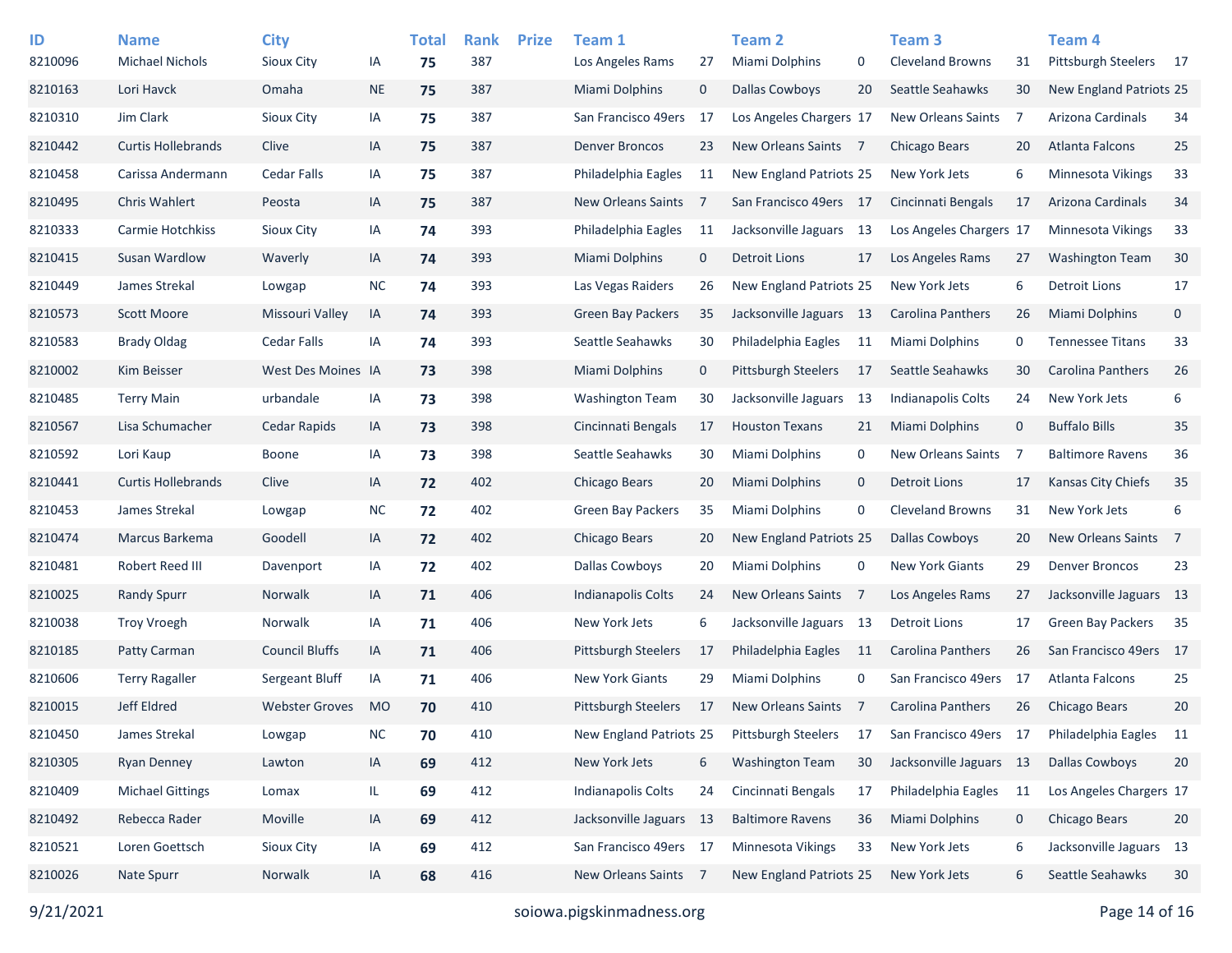| ID | Name | City | | Total | Rank | Prize | Team 1 | | Team 2 | | Team 3 | | Team 4 | |
|---|---|---|---|---|---|---|---|---|---|---|---|---|---|---|
| 8210096 | Michael Nichols | Sioux City | IA | **75** | 387 | | Los Angeles Rams | 27 | Miami Dolphins | 0 | Cleveland Browns | 31 | Pittsburgh Steelers | 17 |
| 8210163 | Lori Havck | Omaha | NE | **75** | 387 | | Miami Dolphins | 0 | Dallas Cowboys | 20 | Seattle Seahawks | 30 | New England Patriots | 25 |
| 8210310 | Jim Clark | Sioux City | IA | **75** | 387 | | San Francisco 49ers | 17 | Los Angeles Chargers | 17 | New Orleans Saints | 7 | Arizona Cardinals | 34 |
| 8210442 | Curtis Hollebrands | Clive | IA | **75** | 387 | | Denver Broncos | 23 | New Orleans Saints | 7 | Chicago Bears | 20 | Atlanta Falcons | 25 |
| 8210458 | Carissa Andermann | Cedar Falls | IA | **75** | 387 | | Philadelphia Eagles | 11 | New England Patriots | 25 | New York Jets | 6 | Minnesota Vikings | 33 |
| 8210495 | Chris Wahlert | Peosta | IA | **75** | 387 | | New Orleans Saints | 7 | San Francisco 49ers | 17 | Cincinnati Bengals | 17 | Arizona Cardinals | 34 |
| 8210333 | Carmie Hotchkiss | Sioux City | IA | **74** | 393 | | Philadelphia Eagles | 11 | Jacksonville Jaguars | 13 | Los Angeles Chargers | 17 | Minnesota Vikings | 33 |
| 8210415 | Susan Wardlow | Waverly | IA | **74** | 393 | | Miami Dolphins | 0 | Detroit Lions | 17 | Los Angeles Rams | 27 | Washington Team | 30 |
| 8210449 | James Strekal | Lowgap | NC | **74** | 393 | | Las Vegas Raiders | 26 | New England Patriots | 25 | New York Jets | 6 | Detroit Lions | 17 |
| 8210573 | Scott Moore | Missouri Valley | IA | **74** | 393 | | Green Bay Packers | 35 | Jacksonville Jaguars | 13 | Carolina Panthers | 26 | Miami Dolphins | 0 |
| 8210583 | Brady Oldag | Cedar Falls | IA | **74** | 393 | | Seattle Seahawks | 30 | Philadelphia Eagles | 11 | Miami Dolphins | 0 | Tennessee Titans | 33 |
| 8210002 | Kim Beisser | West Des Moines | IA | **73** | 398 | | Miami Dolphins | 0 | Pittsburgh Steelers | 17 | Seattle Seahawks | 30 | Carolina Panthers | 26 |
| 8210485 | Terry Main | urbandale | IA | **73** | 398 | | Washington Team | 30 | Jacksonville Jaguars | 13 | Indianapolis Colts | 24 | New York Jets | 6 |
| 8210567 | Lisa Schumacher | Cedar Rapids | IA | **73** | 398 | | Cincinnati Bengals | 17 | Houston Texans | 21 | Miami Dolphins | 0 | Buffalo Bills | 35 |
| 8210592 | Lori Kaup | Boone | IA | **73** | 398 | | Seattle Seahawks | 30 | Miami Dolphins | 0 | New Orleans Saints | 7 | Baltimore Ravens | 36 |
| 8210441 | Curtis Hollebrands | Clive | IA | **72** | 402 | | Chicago Bears | 20 | Miami Dolphins | 0 | Detroit Lions | 17 | Kansas City Chiefs | 35 |
| 8210453 | James Strekal | Lowgap | NC | **72** | 402 | | Green Bay Packers | 35 | Miami Dolphins | 0 | Cleveland Browns | 31 | New York Jets | 6 |
| 8210474 | Marcus Barkema | Goodell | IA | **72** | 402 | | Chicago Bears | 20 | New England Patriots | 25 | Dallas Cowboys | 20 | New Orleans Saints | 7 |
| 8210481 | Robert Reed III | Davenport | IA | **72** | 402 | | Dallas Cowboys | 20 | Miami Dolphins | 0 | New York Giants | 29 | Denver Broncos | 23 |
| 8210025 | Randy Spurr | Norwalk | IA | **71** | 406 | | Indianapolis Colts | 24 | New Orleans Saints | 7 | Los Angeles Rams | 27 | Jacksonville Jaguars | 13 |
| 8210038 | Troy Vroegh | Norwalk | IA | **71** | 406 | | New York Jets | 6 | Jacksonville Jaguars | 13 | Detroit Lions | 17 | Green Bay Packers | 35 |
| 8210185 | Patty Carman | Council Bluffs | IA | **71** | 406 | | Pittsburgh Steelers | 17 | Philadelphia Eagles | 11 | Carolina Panthers | 26 | San Francisco 49ers | 17 |
| 8210606 | Terry Ragaller | Sergeant Bluff | IA | **71** | 406 | | New York Giants | 29 | Miami Dolphins | 0 | San Francisco 49ers | 17 | Atlanta Falcons | 25 |
| 8210015 | Jeff Eldred | Webster Groves | MO | **70** | 410 | | Pittsburgh Steelers | 17 | New Orleans Saints | 7 | Carolina Panthers | 26 | Chicago Bears | 20 |
| 8210450 | James Strekal | Lowgap | NC | **70** | 410 | | New England Patriots | 25 | Pittsburgh Steelers | 17 | San Francisco 49ers | 17 | Philadelphia Eagles | 11 |
| 8210305 | Ryan Denney | Lawton | IA | **69** | 412 | | New York Jets | 6 | Washington Team | 30 | Jacksonville Jaguars | 13 | Dallas Cowboys | 20 |
| 8210409 | Michael Gittings | Lomax | IL | **69** | 412 | | Indianapolis Colts | 24 | Cincinnati Bengals | 17 | Philadelphia Eagles | 11 | Los Angeles Chargers | 17 |
| 8210492 | Rebecca Rader | Moville | IA | **69** | 412 | | Jacksonville Jaguars | 13 | Baltimore Ravens | 36 | Miami Dolphins | 0 | Chicago Bears | 20 |
| 8210521 | Loren Goettsch | Sioux City | IA | **69** | 412 | | San Francisco 49ers | 17 | Minnesota Vikings | 33 | New York Jets | 6 | Jacksonville Jaguars | 13 |
| 8210026 | Nate Spurr | Norwalk | IA | **68** | 416 | | New Orleans Saints | 7 | New England Patriots | 25 | New York Jets | 6 | Seattle Seahawks | 30 |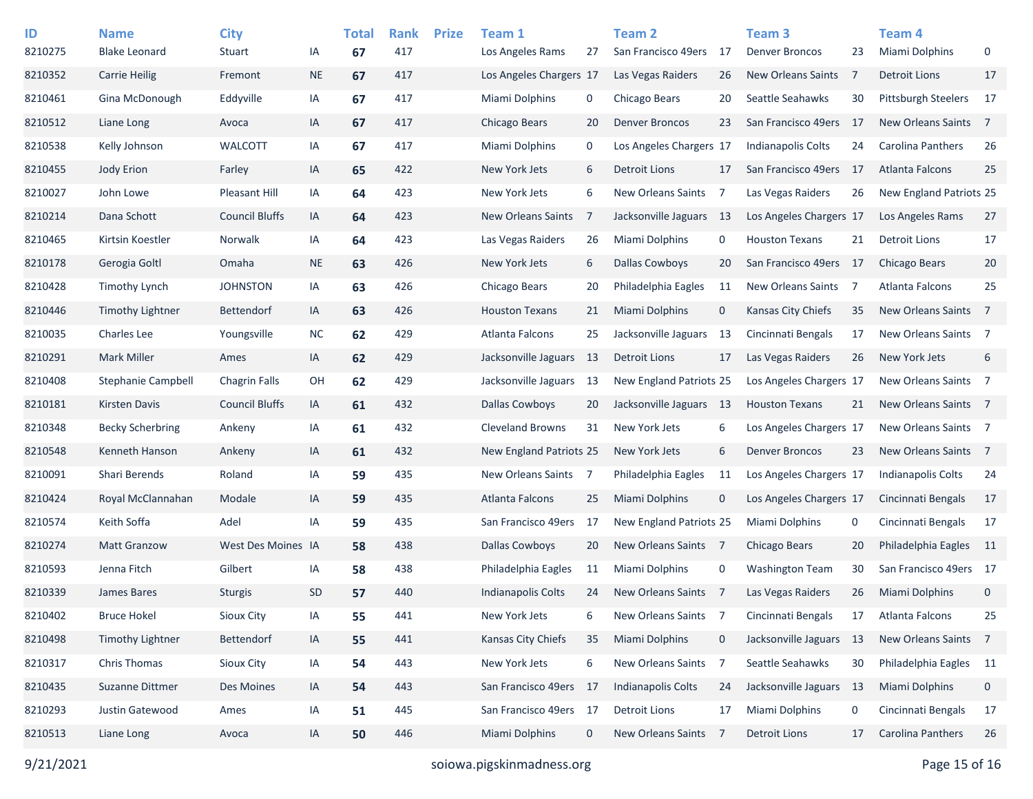| ID | Name | City | | Total | Rank | Prize | Team 1 | | Team 2 | | Team 3 | | Team 4 | |
|---|---|---|---|---|---|---|---|---|---|---|---|---|---|---|
| 8210275 | Blake Leonard | Stuart | IA | **67** | 417 | | Los Angeles Rams | 27 | San Francisco 49ers | 17 | Denver Broncos | 23 | Miami Dolphins | 0 |
| 8210352 | Carrie Heilig | Fremont | NE | **67** | 417 | | Los Angeles Chargers | 17 | Las Vegas Raiders | 26 | New Orleans Saints | 7 | Detroit Lions | 17 |
| 8210461 | Gina McDonough | Eddyville | IA | **67** | 417 | | Miami Dolphins | 0 | Chicago Bears | 20 | Seattle Seahawks | 30 | Pittsburgh Steelers | 17 |
| 8210512 | Liane Long | Avoca | IA | **67** | 417 | | Chicago Bears | 20 | Denver Broncos | 23 | San Francisco 49ers | 17 | New Orleans Saints | 7 |
| 8210538 | Kelly Johnson | WALCOTT | IA | **67** | 417 | | Miami Dolphins | 0 | Los Angeles Chargers | 17 | Indianapolis Colts | 24 | Carolina Panthers | 26 |
| 8210455 | Jody Erion | Farley | IA | **65** | 422 | | New York Jets | 6 | Detroit Lions | 17 | San Francisco 49ers | 17 | Atlanta Falcons | 25 |
| 8210027 | John Lowe | Pleasant Hill | IA | **64** | 423 | | New York Jets | 6 | New Orleans Saints | 7 | Las Vegas Raiders | 26 | New England Patriots | 25 |
| 8210214 | Dana Schott | Council Bluffs | IA | **64** | 423 | | New Orleans Saints | 7 | Jacksonville Jaguars | 13 | Los Angeles Chargers | 17 | Los Angeles Rams | 27 |
| 8210465 | Kirtsin Koestler | Norwalk | IA | **64** | 423 | | Las Vegas Raiders | 26 | Miami Dolphins | 0 | Houston Texans | 21 | Detroit Lions | 17 |
| 8210178 | Gerogia Goltl | Omaha | NE | **63** | 426 | | New York Jets | 6 | Dallas Cowboys | 20 | San Francisco 49ers | 17 | Chicago Bears | 20 |
| 8210428 | Timothy Lynch | JOHNSTON | IA | **63** | 426 | | Chicago Bears | 20 | Philadelphia Eagles | 11 | New Orleans Saints | 7 | Atlanta Falcons | 25 |
| 8210446 | Timothy Lightner | Bettendorf | IA | **63** | 426 | | Houston Texans | 21 | Miami Dolphins | 0 | Kansas City Chiefs | 35 | New Orleans Saints | 7 |
| 8210035 | Charles Lee | Youngsville | NC | **62** | 429 | | Atlanta Falcons | 25 | Jacksonville Jaguars | 13 | Cincinnati Bengals | 17 | New Orleans Saints | 7 |
| 8210291 | Mark Miller | Ames | IA | **62** | 429 | | Jacksonville Jaguars | 13 | Detroit Lions | 17 | Las Vegas Raiders | 26 | New York Jets | 6 |
| 8210408 | Stephanie Campbell | Chagrin Falls | OH | **62** | 429 | | Jacksonville Jaguars | 13 | New England Patriots | 25 | Los Angeles Chargers | 17 | New Orleans Saints | 7 |
| 8210181 | Kirsten Davis | Council Bluffs | IA | **61** | 432 | | Dallas Cowboys | 20 | Jacksonville Jaguars | 13 | Houston Texans | 21 | New Orleans Saints | 7 |
| 8210348 | Becky Scherbring | Ankeny | IA | **61** | 432 | | Cleveland Browns | 31 | New York Jets | 6 | Los Angeles Chargers | 17 | New Orleans Saints | 7 |
| 8210548 | Kenneth Hanson | Ankeny | IA | **61** | 432 | | New England Patriots | 25 | New York Jets | 6 | Denver Broncos | 23 | New Orleans Saints | 7 |
| 8210091 | Shari Berends | Roland | IA | **59** | 435 | | New Orleans Saints | 7 | Philadelphia Eagles | 11 | Los Angeles Chargers | 17 | Indianapolis Colts | 24 |
| 8210424 | Royal McClannahan | Modale | IA | **59** | 435 | | Atlanta Falcons | 25 | Miami Dolphins | 0 | Los Angeles Chargers | 17 | Cincinnati Bengals | 17 |
| 8210574 | Keith Soffa | Adel | IA | **59** | 435 | | San Francisco 49ers | 17 | New England Patriots | 25 | Miami Dolphins | 0 | Cincinnati Bengals | 17 |
| 8210274 | Matt Granzow | West Des Moines | IA | **58** | 438 | | Dallas Cowboys | 20 | New Orleans Saints | 7 | Chicago Bears | 20 | Philadelphia Eagles | 11 |
| 8210593 | Jenna Fitch | Gilbert | IA | **58** | 438 | | Philadelphia Eagles | 11 | Miami Dolphins | 0 | Washington Team | 30 | San Francisco 49ers | 17 |
| 8210339 | James Bares | Sturgis | SD | **57** | 440 | | Indianapolis Colts | 24 | New Orleans Saints | 7 | Las Vegas Raiders | 26 | Miami Dolphins | 0 |
| 8210402 | Bruce Hokel | Sioux City | IA | **55** | 441 | | New York Jets | 6 | New Orleans Saints | 7 | Cincinnati Bengals | 17 | Atlanta Falcons | 25 |
| 8210498 | Timothy Lightner | Bettendorf | IA | **55** | 441 | | Kansas City Chiefs | 35 | Miami Dolphins | 0 | Jacksonville Jaguars | 13 | New Orleans Saints | 7 |
| 8210317 | Chris Thomas | Sioux City | IA | **54** | 443 | | New York Jets | 6 | New Orleans Saints | 7 | Seattle Seahawks | 30 | Philadelphia Eagles | 11 |
| 8210435 | Suzanne Dittmer | Des Moines | IA | **54** | 443 | | San Francisco 49ers | 17 | Indianapolis Colts | 24 | Jacksonville Jaguars | 13 | Miami Dolphins | 0 |
| 8210293 | Justin Gatewood | Ames | IA | **51** | 445 | | San Francisco 49ers | 17 | Detroit Lions | 17 | Miami Dolphins | 0 | Cincinnati Bengals | 17 |
| 8210513 | Liane Long | Avoca | IA | **50** | 446 | | Miami Dolphins | 0 | New Orleans Saints | 7 | Detroit Lions | 17 | Carolina Panthers | 26 |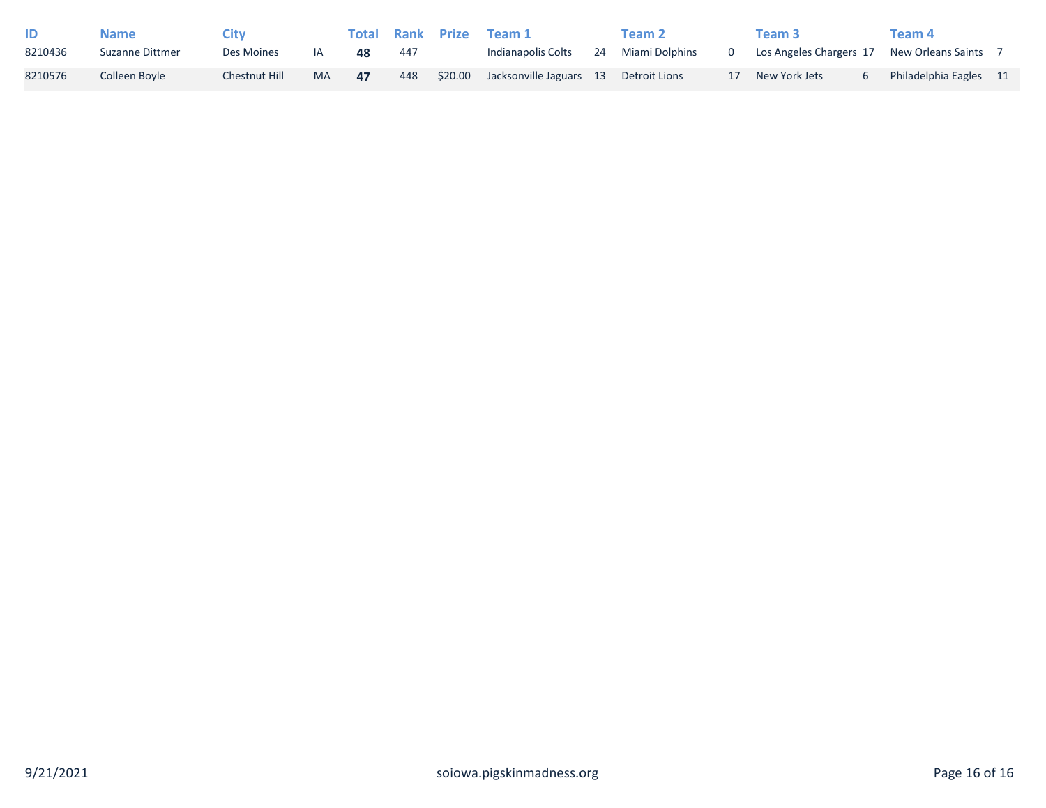| ID | Name | City | | Total | Rank | Prize | Team 1 | | Team 2 | | Team 3 | | Team 4 | |
|---|---|---|---|---|---|---|---|---|---|---|---|---|---|---|
| 8210436 | Suzanne Dittmer | Des Moines | IA | **48** | 447 | | Indianapolis Colts | 24 | Miami Dolphins | 0 | Los Angeles Chargers | 17 | New Orleans Saints | 7 |
| 8210576 | Colleen Boyle | Chestnut Hill | MA | **47** | 448 | $20.00 | Jacksonville Jaguars | 13 | Detroit Lions | 17 | New York Jets | 6 | Philadelphia Eagles | 11 |